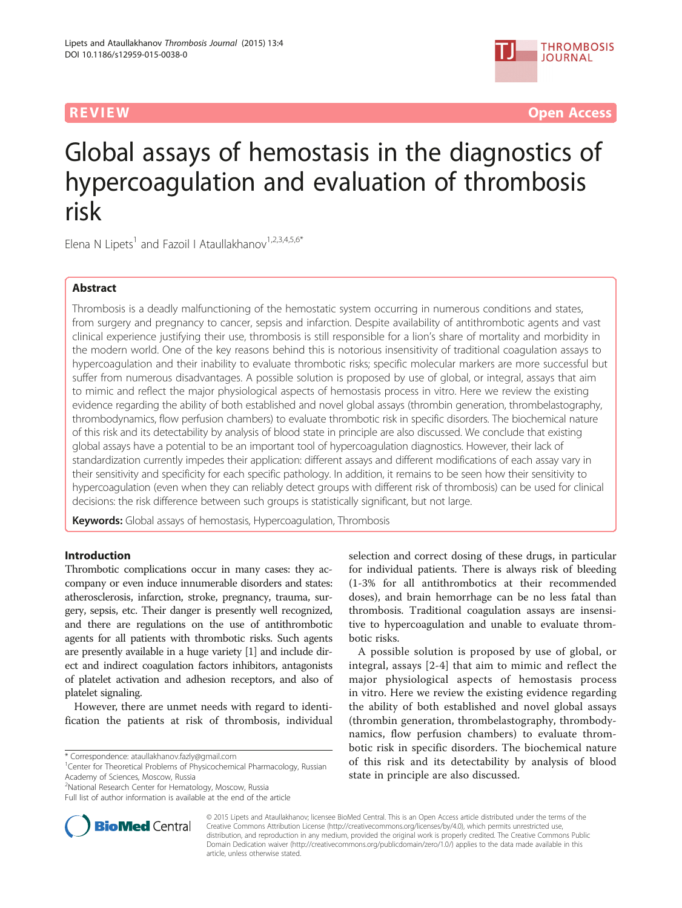REVIEW Open Access

# Global assays of hemostasis in the diagnostics of hypercoagulation and evaluation of thrombosis risk

Elena N Lipets[1] and Fazoil I Ataullakhanov[1,2,3,4,5,6*]

## Abstract

Thrombosis is a deadly malfunctioning of the hemostatic system occurring in numerous conditions and states, from surgery and pregnancy to cancer, sepsis and infarction. Despite availability of antithrombotic agents and vast clinical experience justifying their use, thrombosis is still responsible for a lion's share of mortality and morbidity in the modern world. One of the key reasons behind this is notorious insensitivity of traditional coagulation assays to hypercoagulation and their inability to evaluate thrombotic risks; specific molecular markers are more successful but suffer from numerous disadvantages. A possible solution is proposed by use of global, or integral, assays that aim to mimic and reflect the major physiological aspects of hemostasis process in vitro. Here we review the existing evidence regarding the ability of both established and novel global assays (thrombin generation, thrombelastography, thrombodynamics, flow perfusion chambers) to evaluate thrombotic risk in specific disorders. The biochemical nature of this risk and its detectability by analysis of blood state in principle are also discussed. We conclude that existing global assays have a potential to be an important tool of hypercoagulation diagnostics. However, their lack of standardization currently impedes their application: different assays and different modifications of each assay vary in their sensitivity and specificity for each specific pathology. In addition, it remains to be seen how their sensitivity to hypercoagulation (even when they can reliably detect groups with different risk of thrombosis) can be used for clinical decisions: the risk difference between such groups is statistically significant, but not large.

**Keywords:** Global assays of hemostasis, Hypercoagulation, Thrombosis

## Introduction

Thrombotic complications occur in many cases: they accompany or even induce innumerable disorders and states: atherosclerosis, infarction, stroke, pregnancy, trauma, surgery, sepsis, etc. Their danger is presently well recognized, and there are regulations on the use of antithrombotic agents for all patients with thrombotic risks. Such agents are presently available in a huge variety [1] and include direct and indirect coagulation factors inhibitors, antagonists of platelet activation and adhesion receptors, and also of platelet signaling.

However, there are unmet needs with regard to identification the patients at risk of thrombosis, individual selection and correct dosing of these drugs, in particular for individual patients. There is always risk of bleeding (1-3% for all antithrombotics at their recommended doses), and brain hemorrhage can be no less fatal than thrombosis. Traditional coagulation assays are insensitive to hypercoagulation and unable to evaluate thrombotic risks.

A possible solution is proposed by use of global, or integral, assays [2-4] that aim to mimic and reflect the major physiological aspects of hemostasis process in vitro. Here we review the existing evidence regarding the ability of both established and novel global assays (thrombin generation, thrombelastography, thrombodynamics, flow perfusion chambers) to evaluate thrombotic risk in specific disorders. The biochemical nature of this risk and its detectability by analysis of blood state in principle are also discussed.

\* Correspondence: ataullakhanov.fazly@gmail.com
[1]Center for Theoretical Problems of Physicochemical Pharmacology, Russian Academy of Sciences, Moscow, Russia
[2]National Research Center for Hematology, Moscow, Russia
Full list of author information is available at the end of the article

© 2015 Lipets and Ataullakhanov; licensee BioMed Central. This is an Open Access article distributed under the terms of the Creative Commons Attribution License (http://creativecommons.org/licenses/by/4.0), which permits unrestricted use, distribution, and reproduction in any medium, provided the original work is properly credited. The Creative Commons Public Domain Dedication waiver (http://creativecommons.org/publicdomain/zero/1.0/) applies to the data made available in this article, unless otherwise stated.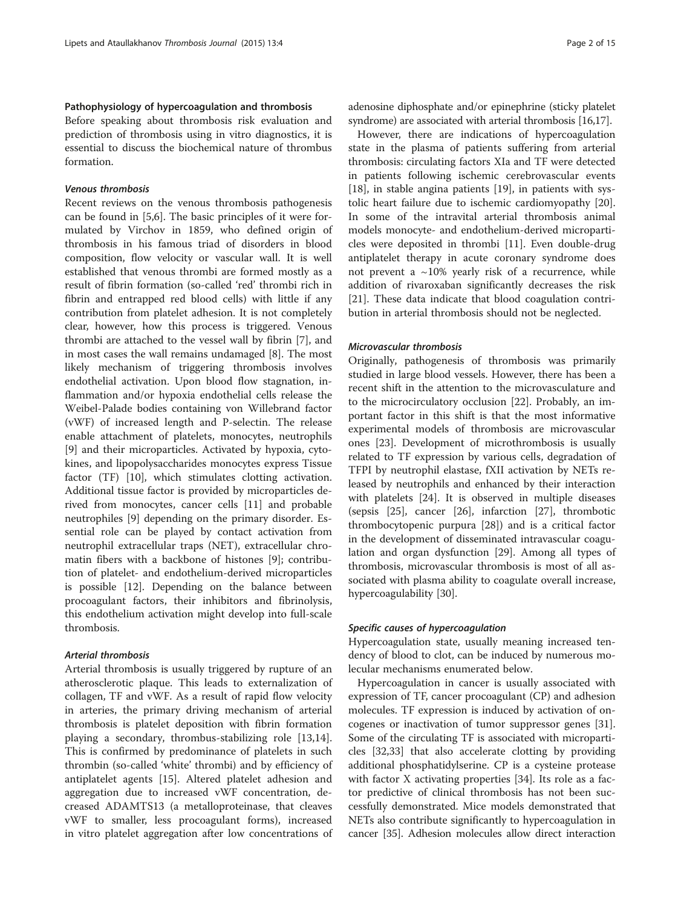## Pathophysiology of hypercoagulation and thrombosis

Before speaking about thrombosis risk evaluation and prediction of thrombosis using in vitro diagnostics, it is essential to discuss the biochemical nature of thrombus formation.

### *Venous thrombosis*

Recent reviews on the venous thrombosis pathogenesis can be found in [5,6]. The basic principles of it were formulated by Virchov in 1859, who defined origin of thrombosis in his famous triad of disorders in blood composition, flow velocity or vascular wall. It is well established that venous thrombi are formed mostly as a result of fibrin formation (so-called 'red' thrombi rich in fibrin and entrapped red blood cells) with little if any contribution from platelet adhesion. It is not completely clear, however, how this process is triggered. Venous thrombi are attached to the vessel wall by fibrin [7], and in most cases the wall remains undamaged [8]. The most likely mechanism of triggering thrombosis involves endothelial activation. Upon blood flow stagnation, inflammation and/or hypoxia endothelial cells release the Weibel-Palade bodies containing von Willebrand factor (vWF) of increased length and P-selectin. The release enable attachment of platelets, monocytes, neutrophils [9] and their microparticles. Activated by hypoxia, cytokines, and lipopolysaccharides monocytes express Tissue factor (TF) [10], which stimulates clotting activation. Additional tissue factor is provided by microparticles derived from monocytes, cancer cells [11] and probable neutrophiles [9] depending on the primary disorder. Essential role can be played by contact activation from neutrophil extracellular traps (NET), extracellular chromatin fibers with a backbone of histones [9]; contribution of platelet- and endothelium-derived microparticles is possible [12]. Depending on the balance between procoagulant factors, their inhibitors and fibrinolysis, this endothelium activation might develop into full-scale thrombosis.

### *Arterial thrombosis*

Arterial thrombosis is usually triggered by rupture of an atherosclerotic plaque. This leads to externalization of collagen, TF and vWF. As a result of rapid flow velocity in arteries, the primary driving mechanism of arterial thrombosis is platelet deposition with fibrin formation playing a secondary, thrombus-stabilizing role [13,14]. This is confirmed by predominance of platelets in such thrombin (so-called 'white' thrombi) and by efficiency of antiplatelet agents [15]. Altered platelet adhesion and aggregation due to increased vWF concentration, decreased ADAMTS13 (a metalloproteinase, that cleaves vWF to smaller, less procoagulant forms), increased in vitro platelet aggregation after low concentrations of adenosine diphosphate and/or epinephrine (sticky platelet syndrome) are associated with arterial thrombosis [16,17].

However, there are indications of hypercoagulation state in the plasma of patients suffering from arterial thrombosis: circulating factors XIa and TF were detected in patients following ischemic cerebrovascular events [18], in stable angina patients [19], in patients with systolic heart failure due to ischemic cardiomyopathy [20]. In some of the intravital arterial thrombosis animal models monocyte- and endothelium-derived microparticles were deposited in thrombi [11]. Even double-drug antiplatelet therapy in acute coronary syndrome does not prevent a ~10% yearly risk of a recurrence, while addition of rivaroxaban significantly decreases the risk [21]. These data indicate that blood coagulation contribution in arterial thrombosis should not be neglected.

### *Microvascular thrombosis*

Originally, pathogenesis of thrombosis was primarily studied in large blood vessels. However, there has been a recent shift in the attention to the microvasculature and to the microcirculatory occlusion [22]. Probably, an important factor in this shift is that the most informative experimental models of thrombosis are microvascular ones [23]. Development of microthrombosis is usually related to TF expression by various cells, degradation of TFPI by neutrophil elastase, fXII activation by NETs released by neutrophils and enhanced by their interaction with platelets [24]. It is observed in multiple diseases (sepsis [25], cancer [26], infarction [27], thrombotic thrombocytopenic purpura [28]) and is a critical factor in the development of disseminated intravascular coagulation and organ dysfunction [29]. Among all types of thrombosis, microvascular thrombosis is most of all associated with plasma ability to coagulate overall increase, hypercoagulability [30].

### *Specific causes of hypercoagulation*

Hypercoagulation state, usually meaning increased tendency of blood to clot, can be induced by numerous molecular mechanisms enumerated below.

Hypercoagulation in cancer is usually associated with expression of TF, cancer procoagulant (CP) and adhesion molecules. TF expression is induced by activation of oncogenes or inactivation of tumor suppressor genes [31]. Some of the circulating TF is associated with microparticles [32,33] that also accelerate clotting by providing additional phosphatidylserine. CP is a cysteine protease with factor X activating properties [34]. Its role as a factor predictive of clinical thrombosis has not been successfully demonstrated. Mice models demonstrated that NETs also contribute significantly to hypercoagulation in cancer [35]. Adhesion molecules allow direct interaction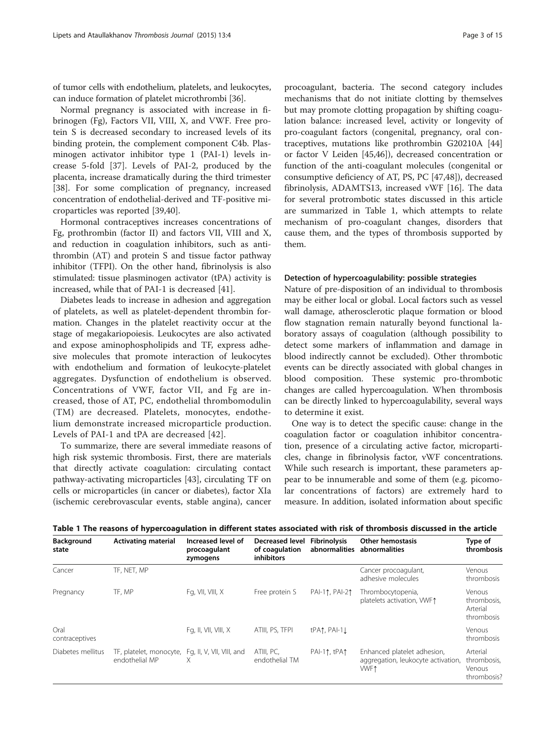of tumor cells with endothelium, platelets, and leukocytes, can induce formation of platelet microthrombi [36].

Normal pregnancy is associated with increase in fibrinogen (Fg), Factors VII, VIII, X, and VWF. Free protein S is decreased secondary to increased levels of its binding protein, the complement component C4b. Plasminogen activator inhibitor type 1 (PAI-1) levels increase 5-fold [37]. Levels of PAI-2, produced by the placenta, increase dramatically during the third trimester [38]. For some complication of pregnancy, increased concentration of endothelial-derived and TF-positive microparticles was reported [39,40].

Hormonal contraceptives increases concentrations of Fg, prothrombin (factor II) and factors VII, VIII and X, and reduction in coagulation inhibitors, such as antithrombin (AT) and protein S and tissue factor pathway inhibitor (TFPI). On the other hand, fibrinolysis is also stimulated: tissue plasminogen activator (tPA) activity is increased, while that of PAI-1 is decreased [41].

Diabetes leads to increase in adhesion and aggregation of platelets, as well as platelet-dependent thrombin formation. Changes in the platelet reactivity occur at the stage of megakariopoiesis. Leukocytes are also activated and expose aminophospholipids and TF, express adhesive molecules that promote interaction of leukocytes with endothelium and formation of leukocyte-platelet aggregates. Dysfunction of endothelium is observed. Concentrations of VWF, factor VII, and Fg are increased, those of AT, PC, endothelial thrombomodulin (TM) are decreased. Platelets, monocytes, endothelium demonstrate increased microparticle production. Levels of PAI-1 and tPA are decreased [42].

To summarize, there are several immediate reasons of high risk systemic thrombosis. First, there are materials that directly activate coagulation: circulating contact pathway-activating microparticles [43], circulating TF on cells or microparticles (in cancer or diabetes), factor XIa (ischemic cerebrovascular events, stable angina), cancer procoagulant, bacteria. The second category includes mechanisms that do not initiate clotting by themselves but may promote clotting propagation by shifting coagulation balance: increased level, activity or longevity of pro-coagulant factors (congenital, pregnancy, oral contraceptives, mutations like prothrombin G20210A [44] or factor V Leiden [45,46]), decreased concentration or function of the anti-coagulant molecules (congenital or consumptive deficiency of AT, PS, PC [47,48]), decreased fibrinolysis, ADAMTS13, increased vWF [16]. The data for several protrombotic states discussed in this article are summarized in Table 1, which attempts to relate mechanism of pro-coagulant changes, disorders that cause them, and the types of thrombosis supported by them.

### Detection of hypercoagulability: possible strategies

Nature of pre-disposition of an individual to thrombosis may be either local or global. Local factors such as vessel wall damage, atherosclerotic plaque formation or blood flow stagnation remain naturally beyond functional laboratory assays of coagulation (although possibility to detect some markers of inflammation and damage in blood indirectly cannot be excluded). Other thrombotic events can be directly associated with global changes in blood composition. These systemic pro-thrombotic changes are called hypercoagulation. When thrombosis can be directly linked to hypercoagulability, several ways to determine it exist.

One way is to detect the specific cause: change in the coagulation factor or coagulation inhibitor concentration, presence of a circulating active factor, microparticles, change in fibrinolysis factor, vWF concentrations. While such research is important, these parameters appear to be innumerable and some of them (e.g. picomolar concentrations of factors) are extremely hard to measure. In addition, isolated information about specific

**Table 1 The reasons of hypercoagulation in different states associated with risk of thrombosis discussed in the article**

| Background state | Activating material | Increased level of procoagulant zymogens | Decreased level of coagulation inhibitors | Fibrinolysis abnormalities | Other hemostasis abnormalities | Type of thrombosis |
|---|---|---|---|---|---|---|
| Cancer | TF, NET, MP | | | | Cancer procoagulant, adhesive molecules | Venous thrombosis |
| Pregnancy | TF, MP | Fg, VII, VIII, X | Free protein S | PAI-1↑, PAI-2↑ | Thrombocytopenia, platelets activation, VWF↑ | Venous thrombosis, Arterial thrombosis |
| Oral contraceptives | | Fg, II, VII, VIII, X | ATIII, PS, TFPI | tPA↑, PAI-1↓ | | Venous thrombosis |
| Diabetes mellitus | TF, platelet, monocyte, endothelial MP | Fg, II, V, VII, VIII, and X | ATIII, PC, endothelial TM | PAI-1↑, tPA↑ | Enhanced platelet adhesion, aggregation, leukocyte activation, VWF↑ | Arterial thrombosis, Venous thrombosis? |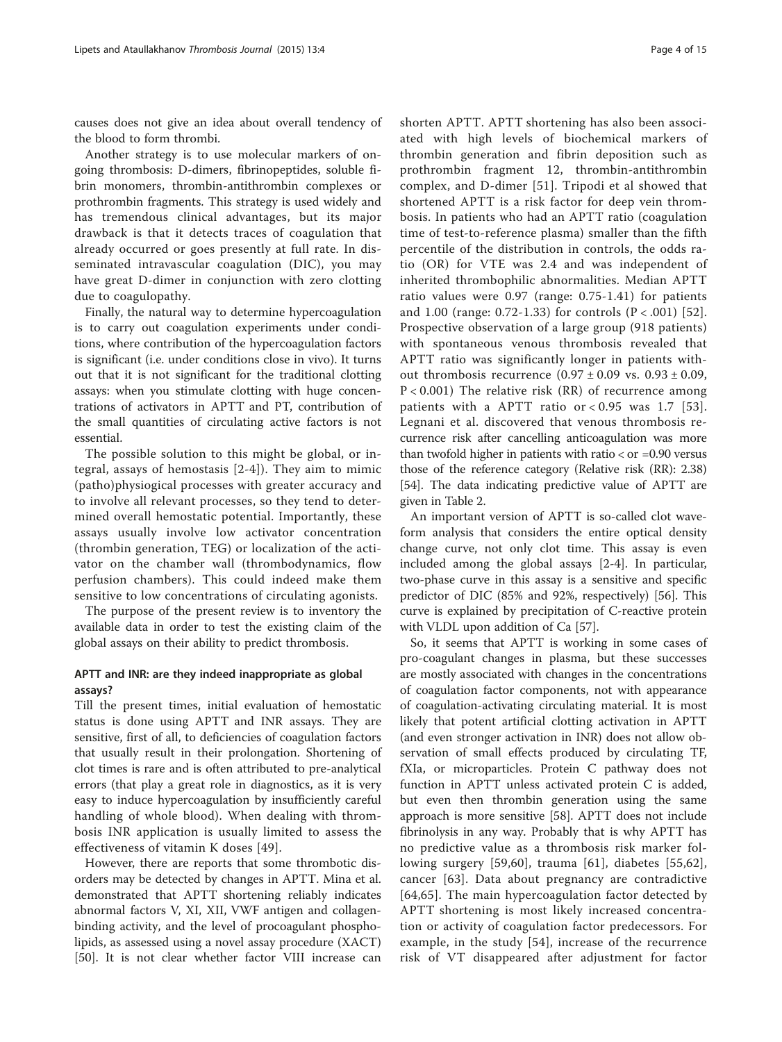causes does not give an idea about overall tendency of the blood to form thrombi.

Another strategy is to use molecular markers of ongoing thrombosis: D-dimers, fibrinopeptides, soluble fibrin monomers, thrombin-antithrombin complexes or prothrombin fragments. This strategy is used widely and has tremendous clinical advantages, but its major drawback is that it detects traces of coagulation that already occurred or goes presently at full rate. In disseminated intravascular coagulation (DIC), you may have great D-dimer in conjunction with zero clotting due to coagulopathy.

Finally, the natural way to determine hypercoagulation is to carry out coagulation experiments under conditions, where contribution of the hypercoagulation factors is significant (i.e. under conditions close in vivo). It turns out that it is not significant for the traditional clotting assays: when you stimulate clotting with huge concentrations of activators in APTT and PT, contribution of the small quantities of circulating active factors is not essential.

The possible solution to this might be global, or integral, assays of hemostasis [2-4]). They aim to mimic (patho)physiogical processes with greater accuracy and to involve all relevant processes, so they tend to determined overall hemostatic potential. Importantly, these assays usually involve low activator concentration (thrombin generation, TEG) or localization of the activator on the chamber wall (thrombodynamics, flow perfusion chambers). This could indeed make them sensitive to low concentrations of circulating agonists.

The purpose of the present review is to inventory the available data in order to test the existing claim of the global assays on their ability to predict thrombosis.

## APTT and INR: are they indeed inappropriate as global assays?

Till the present times, initial evaluation of hemostatic status is done using APTT and INR assays. They are sensitive, first of all, to deficiencies of coagulation factors that usually result in their prolongation. Shortening of clot times is rare and is often attributed to pre-analytical errors (that play a great role in diagnostics, as it is very easy to induce hypercoagulation by insufficiently careful handling of whole blood). When dealing with thrombosis INR application is usually limited to assess the effectiveness of vitamin K doses [49].

However, there are reports that some thrombotic disorders may be detected by changes in APTT. Mina et al. demonstrated that APTT shortening reliably indicates abnormal factors V, XI, XII, VWF antigen and collagen-binding activity, and the level of procoagulant phospholipids, as assessed using a novel assay procedure (XACT) [50]. It is not clear whether factor VIII increase can shorten APTT. APTT shortening has also been associated with high levels of biochemical markers of thrombin generation and fibrin deposition such as prothrombin fragment 12, thrombin-antithrombin complex, and D-dimer [51]. Tripodi et al showed that shortened APTT is a risk factor for deep vein thrombosis. In patients who had an APTT ratio (coagulation time of test-to-reference plasma) smaller than the fifth percentile of the distribution in controls, the odds ratio (OR) for VTE was 2.4 and was independent of inherited thrombophilic abnormalities. Median APTT ratio values were 0.97 (range: 0.75-1.41) for patients and 1.00 (range: 0.72-1.33) for controls ($P < .001$) [52]. Prospective observation of a large group (918 patients) with spontaneous venous thrombosis revealed that APTT ratio was significantly longer in patients without thrombosis recurrence ($0.97 \pm 0.09$ vs. $0.93 \pm 0.09$, $P < 0.001$) The relative risk (RR) of recurrence among patients with a APTT ratio or < 0.95 was 1.7 [53]. Legnani et al. discovered that venous thrombosis recurrence risk after cancelling anticoagulation was more than twofold higher in patients with ratio < or =0.90 versus those of the reference category (Relative risk (RR): 2.38) [54]. The data indicating predictive value of APTT are given in Table 2.

An important version of APTT is so-called clot waveform analysis that considers the entire optical density change curve, not only clot time. This assay is even included among the global assays [2-4]. In particular, two-phase curve in this assay is a sensitive and specific predictor of DIC (85% and 92%, respectively) [56]. This curve is explained by precipitation of C-reactive protein with VLDL upon addition of Ca [57].

So, it seems that APTT is working in some cases of pro-coagulant changes in plasma, but these successes are mostly associated with changes in the concentrations of coagulation factor components, not with appearance of coagulation-activating circulating material. It is most likely that potent artificial clotting activation in APTT (and even stronger activation in INR) does not allow observation of small effects produced by circulating TF, fXIa, or microparticles. Protein C pathway does not function in APTT unless activated protein C is added, but even then thrombin generation using the same approach is more sensitive [58]. APTT does not include fibrinolysis in any way. Probably that is why APTT has no predictive value as a thrombosis risk marker following surgery [59,60], trauma [61], diabetes [55,62], cancer [63]. Data about pregnancy are contradictive [64,65]. The main hypercoagulation factor detected by APTT shortening is most likely increased concentration or activity of coagulation factor predecessors. For example, in the study [54], increase of the recurrence risk of VT disappeared after adjustment for factor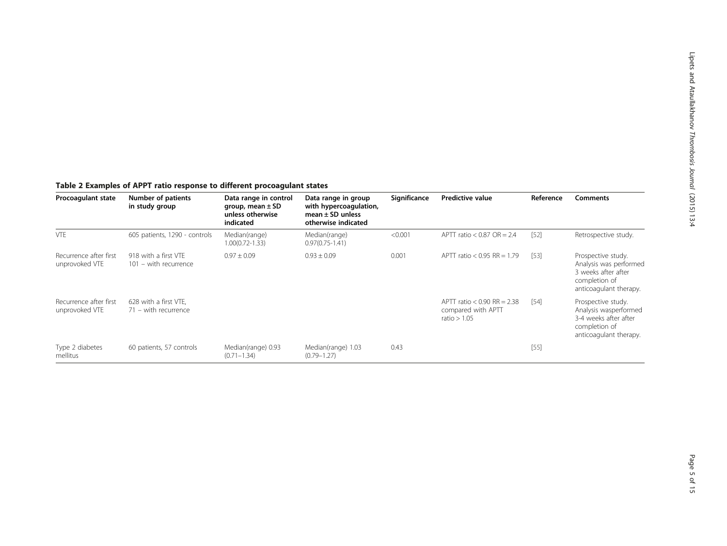**Table 2 Examples of APPT ratio response to different procoagulant states**

| Procoagulant state | Number of patients in study group | Data range in control group, mean ± SD unless otherwise indicated | Data range in group with hypercoagulation, mean ± SD unless otherwise indicated | Significance | Predictive value | Reference | Comments |
|---|---|---|---|---|---|---|---|
| VTE | 605 patients, 1290 - controls | Median(range) 1.00(0.72-1.33) | Median(range) 0.97(0.75-1.41) | <0.001 | APTT ratio < 0.87 OR = 2.4 | [52] | Retrospective study. |
| Recurrence after first unprovoked VTE | 918 with a first VTE 101 – with recurrence | 0.97 ± 0.09 | 0.93 ± 0.09 | 0.001 | APTT ratio < 0.95 RR = 1.79 | [53] | Prospective study. Analysis was performed 3 weeks after after completion of anticoagulant therapy. |
| Recurrence after first unprovoked VTE | 628 with a first VTE, 71 – with recurrence | | | | APTT ratio < 0.90 RR = 2.38 compared with APTT ratio > 1.05 | [54] | Prospective study. Analysis wasperformed 3-4 weeks after after completion of anticoagulant therapy. |
| Type 2 diabetes mellitus | 60 patients, 57 controls | Median(range) 0.93 (0.71–1.34) | Median(range) 1.03 (0.79–1.27) | 0.43 | | [55] | |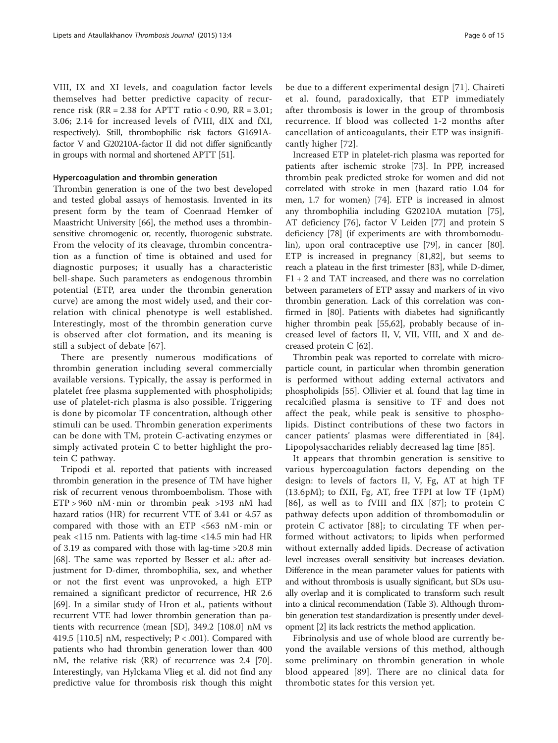VIII, IX and XI levels, and coagulation factor levels themselves had better predictive capacity of recurrence risk (RR = 2.38 for APTT ratio < 0.90, RR = 3.01; 3.06; 2.14 for increased levels of fVIII, dIX and fXI, respectively). Still, thrombophilic risk factors G1691A-factor V and G20210A-factor II did not differ significantly in groups with normal and shortened APTT [51].

#### Hypercoagulation and thrombin generation

Thrombin generation is one of the two best developed and tested global assays of hemostasis. Invented in its present form by the team of Coenraad Hemker of Maastricht University [66], the method uses a thrombin-sensitive chromogenic or, recently, fluorogenic substrate. From the velocity of its cleavage, thrombin concentration as a function of time is obtained and used for diagnostic purposes; it usually has a characteristic bell-shape. Such parameters as endogenous thrombin potential (ETP, area under the thrombin generation curve) are among the most widely used, and their correlation with clinical phenotype is well established. Interestingly, most of the thrombin generation curve is observed after clot formation, and its meaning is still a subject of debate [67].

There are presently numerous modifications of thrombin generation including several commercially available versions. Typically, the assay is performed in platelet free plasma supplemented with phospholipids; use of platelet-rich plasma is also possible. Triggering is done by picomolar TF concentration, although other stimuli can be used. Thrombin generation experiments can be done with TM, protein C-activating enzymes or simply activated protein C to better highlight the protein C pathway.

Tripodi et al. reported that patients with increased thrombin generation in the presence of TM have higher risk of recurrent venous thromboembolism. Those with ETP > 960 nM · min or thrombin peak >193 nM had hazard ratios (HR) for recurrent VTE of 3.41 or 4.57 as compared with those with an ETP <563 nM · min or peak <115 nm. Patients with lag-time <14.5 min had HR of 3.19 as compared with those with lag-time >20.8 min [68]. The same was reported by Besser et al.: after adjustment for D-dimer, thrombophilia, sex, and whether or not the first event was unprovoked, a high ETP remained a significant predictor of recurrence, HR 2.6 [69]. In a similar study of Hron et al., patients without recurrent VTE had lower thrombin generation than patients with recurrence (mean [SD], 349.2 [108.0] nM vs 419.5 [110.5] nM, respectively; P < .001). Compared with patients who had thrombin generation lower than 400 nM, the relative risk (RR) of recurrence was 2.4 [70]. Interestingly, van Hylckama Vlieg et al. did not find any predictive value for thrombosis risk though this might be due to a different experimental design [71]. Chaireti et al. found, paradoxically, that ETP immediately after thrombosis is lower in the group of thrombosis recurrence. If blood was collected 1-2 months after cancellation of anticoagulants, their ETP was insignificantly higher [72].

Increased ETP in platelet-rich plasma was reported for patients after ischemic stroke [73]. In PPP, increased thrombin peak predicted stroke for women and did not correlated with stroke in men (hazard ratio 1.04 for men, 1.7 for women) [74]. ETP is increased in almost any thrombophilia including G20210A mutation [75], AT deficiency [76], factor V Leiden [77] and protein S deficiency [78] (if experiments are with thrombomodulin), upon oral contraceptive use [79], in cancer [80]. ETP is increased in pregnancy [81,82], but seems to reach a plateau in the first trimester [83], while D-dimer, F1 + 2 and TAT increased, and there was no correlation between parameters of ETP assay and markers of in vivo thrombin generation. Lack of this correlation was confirmed in [80]. Patients with diabetes had significantly higher thrombin peak [55,62], probably because of increased level of factors II, V, VII, VIII, and X and decreased protein C [62].

Thrombin peak was reported to correlate with microparticle count, in particular when thrombin generation is performed without adding external activators and phospholipids [55]. Ollivier et al. found that lag time in recalcified plasma is sensitive to TF and does not affect the peak, while peak is sensitive to phospholipids. Distinct contributions of these two factors in cancer patients' plasmas were differentiated in [84]. Lipopolysaccharides reliably decreased lag time [85].

It appears that thrombin generation is sensitive to various hypercoagulation factors depending on the design: to levels of factors II, V, Fg, AT at high TF (13.6pM); to fXII, Fg, AT, free TFPI at low TF (1pM) [86], as well as to fVIII and fIX [87]; to protein C pathway defects upon addition of thrombomodulin or protein C activator [88]; to circulating TF when performed without activators; to lipids when performed without externally added lipids. Decrease of activation level increases overall sensitivity but increases deviation. Difference in the mean parameter values for patients with and without thrombosis is usually significant, but SDs usually overlap and it is complicated to transform such result into a clinical recommendation (Table 3). Although thrombin generation test standardization is presently under development [2] its lack restricts the method application.

Fibrinolysis and use of whole blood are currently beyond the available versions of this method, although some preliminary on thrombin generation in whole blood appeared [89]. There are no clinical data for thrombotic states for this version yet.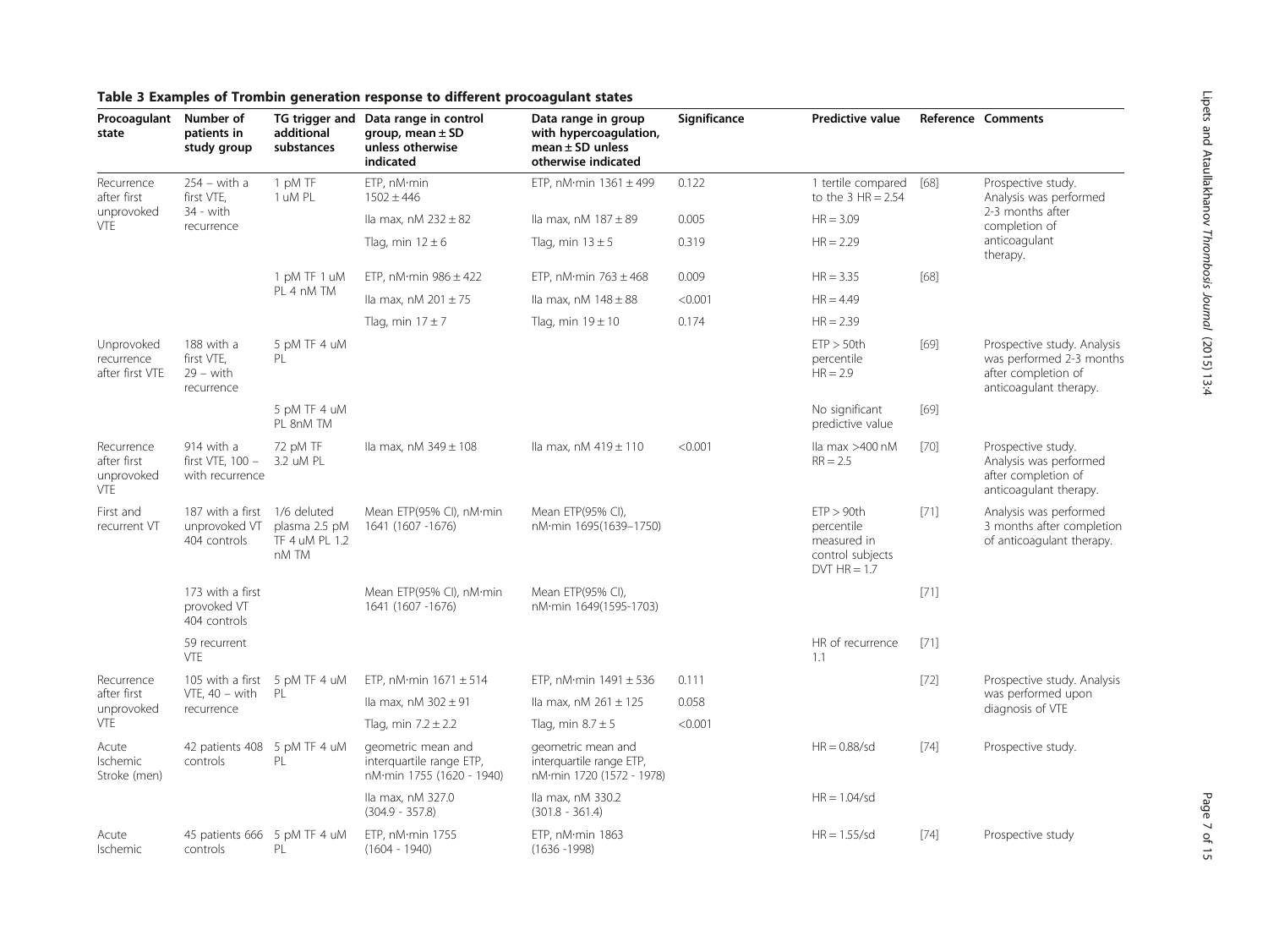**Table 3 Examples of Trombin generation response to different procoagulant states**

| Procoagulant state | Number of patients in study group | TG trigger and additional substances | Data range in control group, mean ± SD unless otherwise indicated | Data range in group with hypercoagulation, mean ± SD unless otherwise indicated | Significance | Predictive value | Reference | Comments |
|---|---|---|---|---|---|---|---|---|
| Recurrence after first unprovoked VTE | 254 – with a first VTE, 34 - with recurrence | 1 pM TF 1 uM PL | ETP, nM·min 1502 ± 446 | ETP, nM·min 1361 ± 499 | 0.122 | 1 tertile compared to the 3 HR = 2.54 | [68] | Prospective study. Analysis was performed 2-3 months after completion of anticoagulant therapy. |
| | | | IIa max, nM 232 ± 82 | IIa max, nM 187 ± 89 | 0.005 | HR = 3.09 | | |
| | | | Tlag, min 12 ± 6 | Tlag, min 13 ± 5 | 0.319 | HR = 2.29 | | |
| | | 1 pM TF 1 uM PL 4 nM TM | ETP, nM·min 986 ± 422 | ETP, nM·min 763 ± 468 | 0.009 | HR = 3.35 | [68] | |
| | | | IIa max, nM 201 ± 75 | IIa max, nM 148 ± 88 | <0.001 | HR = 4.49 | | |
| | | | Tlag, min 17 ± 7 | Tlag, min 19 ± 10 | 0.174 | HR = 2.39 | | |
| Unprovoked recurrence after first VTE | 188 with a first VTE, 29 – with recurrence | 5 pM TF 4 uM PL | | | | ETP > 50th percentile HR = 2.9 | [69] | Prospective study. Analysis was performed 2-3 months after completion of anticoagulant therapy. |
| | | 5 pM TF 4 uM PL 8nM TM | | | | No significant predictive value | [69] | |
| Recurrence after first unprovoked VTE | 914 with a first VTE, 100 – with recurrence | 72 pM TF 3.2 uM PL | IIa max, nM 349 ± 108 | IIa max, nM 419 ± 110 | <0.001 | IIa max >400 nM RR = 2.5 | [70] | Prospective study. Analysis was performed after completion of anticoagulant therapy. |
| First and recurrent VT | 187 with a first unprovoked VT 404 controls | 1/6 deluted plasma 2.5 pM TF 4 uM PL 1.2 nM TM | Mean ETP(95% CI), nM·min 1641 (1607 -1676) | Mean ETP(95% CI), nM·min 1695(1639–1750) | | ETP > 90th percentile measured in control subjects DVT HR = 1.7 | [71] | Analysis was performed 3 months after completion of anticoagulant therapy. |
| | 173 with a first provoked VT 404 controls | | Mean ETP(95% CI), nM·min 1641 (1607 -1676) | Mean ETP(95% CI), nM·min 1649(1595-1703) | | | [71] | |
| | 59 recurrent VTE | | | | | HR of recurrence 1.1 | [71] | |
| Recurrence after first unprovoked VTE | 105 with a first VTE, 40 – with recurrence | 5 pM TF 4 uM PL | ETP, nM·min 1671 ± 514 | ETP, nM·min 1491 ± 536 | 0.111 | | [72] | Prospective study. Analysis was performed upon diagnosis of VTE |
| | | | IIa max, nM 302 ± 91 | IIa max, nM 261 ± 125 | 0.058 | | | |
| | | | Tlag, min 7.2 ± 2.2 | Tlag, min 8.7 ± 5 | <0.001 | | | |
| Acute Ischemic Stroke (men) | 42 patients 408 controls | 5 pM TF 4 uM PL | geometric mean and interquartile range ETP, nM·min 1755 (1620 - 1940) | geometric mean and interquartile range ETP, nM·min 1720 (1572 - 1978) | | HR = 0.88/sd | [74] | Prospective study. |
| | | | IIa max, nM 327.0 (304.9 - 357.8) | IIa max, nM 330.2 (301.8 - 361.4) | | HR = 1.04/sd | | |
| Acute Ischemic | 45 patients 666 controls | 5 pM TF 4 uM PL | ETP, nM·min 1755 (1604 - 1940) | ETP, nM·min 1863 (1636 -1998) | | HR = 1.55/sd | [74] | Prospective study |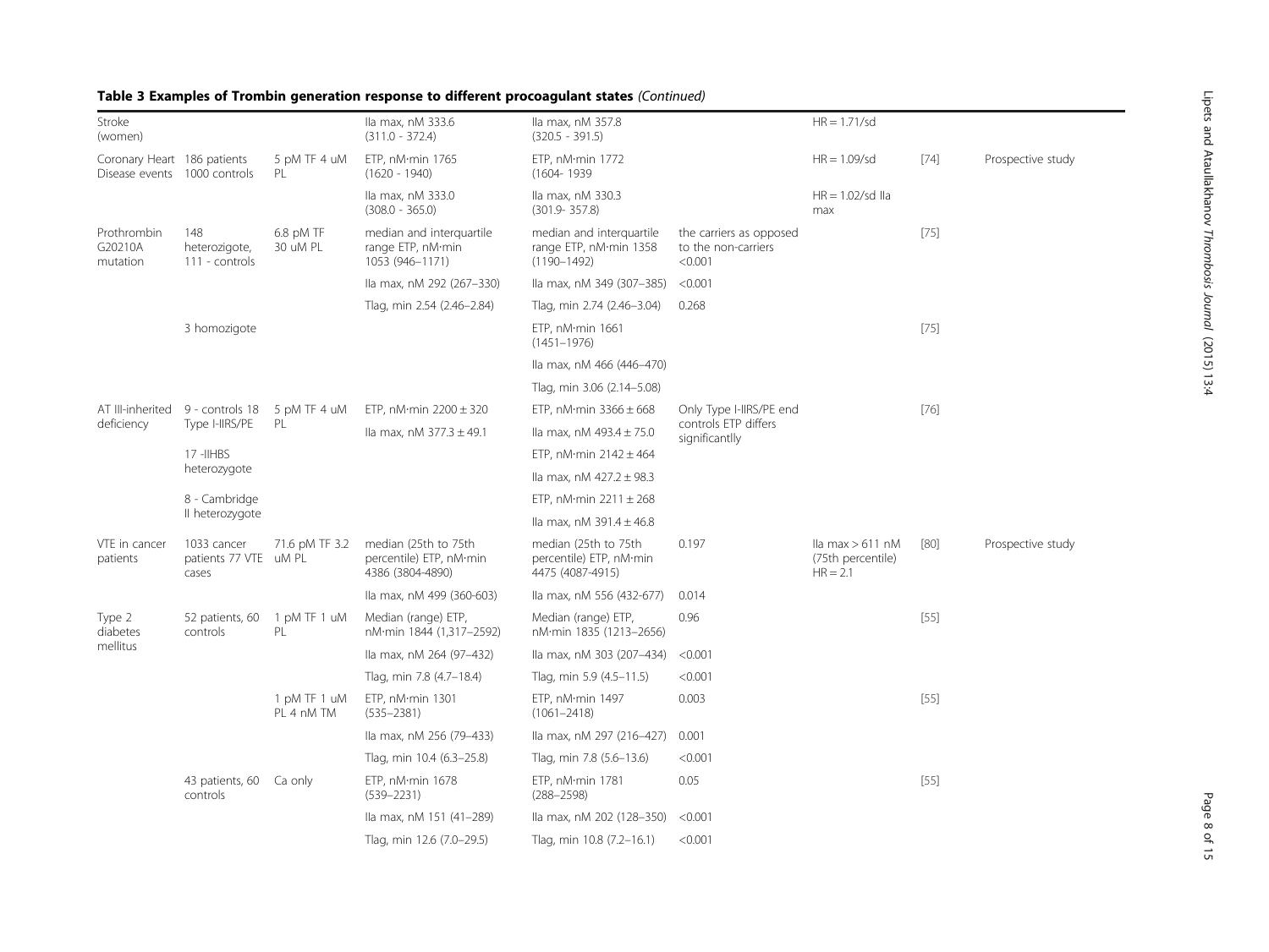**Table 3 Examples of Trombin generation response to different procoagulant states** *(Continued)*

| | | | | | | | | |
|---|---|---|---|---|---|---|---|---|
| Stroke (women) | | | IIa max, nM 333.6 (311.0 - 372.4) | IIa max, nM 357.8 (320.5 - 391.5) | | HR = 1.71/sd | | |
| Coronary Heart Disease events | 186 patients 1000 controls | 5 pM TF 4 uM PL | ETP, nM·min 1765 (1620 - 1940) | ETP, nM·min 1772 (1604- 1939 | | HR = 1.09/sd | [74] | Prospective study |
| | | | IIa max, nM 333.0 (308.0 - 365.0) | IIa max, nM 330.3 (301.9- 357.8) | | HR = 1.02/sd IIa max | | |
| Prothrombin G20210A mutation | 148 heterozigote, 111 - controls | 6.8 pM TF 30 uM PL | median and interquartile range ETP, nM·min 1053 (946–1171) | median and interquartile range ETP, nM·min 1358 (1190–1492) | the carriers as opposed to the non-carriers <0.001 | | [75] | |
| | | | IIa max, nM 292 (267–330) | IIa max, nM 349 (307–385) | <0.001 | | | |
| | | | Tlag, min 2.54 (2.46–2.84) | Tlag, min 2.74 (2.46–3.04) | 0.268 | | | |
| | 3 homozigote | | | ETP, nM·min 1661 (1451–1976) | | | [75] | |
| | | | | IIa max, nM 466 (446–470) | | | | |
| | | | | Tlag, min 3.06 (2.14–5.08) | | | | |
| AT III-inherited deficiency | 9 - controls 18 Type I-IIRS/PE | 5 pM TF 4 uM PL | ETP, nM·min 2200 ± 320 | ETP, nM·min 3366 ± 668 | Only Type I-IIRS/PE end controls ETP differs significantlly | | [76] | |
| | | | IIa max, nM 377.3 ± 49.1 | IIa max, nM 493.4 ± 75.0 | | | | |
| | 17 -IIHBS heterozygote | | | ETP, nM·min 2142 ± 464 | | | | |
| | | | | IIa max, nM 427.2 ± 98.3 | | | | |
| | 8 - Cambridge II heterozygote | | | ETP, nM·min 2211 ± 268 | | | | |
| | | | | IIa max, nM 391.4 ± 46.8 | | | | |
| VTE in cancer patients | 1033 cancer patients 77 VTE cases | 71.6 pM TF 3.2 uM PL | median (25th to 75th percentile) ETP, nM·min 4386 (3804-4890) | median (25th to 75th percentile) ETP, nM·min 4475 (4087-4915) | 0.197 | IIa max > 611 nM (75th percentile) HR = 2.1 | [80] | Prospective study |
| | | | IIa max, nM 499 (360-603) | IIa max, nM 556 (432-677) | 0.014 | | | |
| Type 2 diabetes mellitus | 52 patients, 60 controls | 1 pM TF 1 uM PL | Median (range) ETP, nM·min 1844 (1,317–2592) | Median (range) ETP, nM·min 1835 (1213–2656) | 0.96 | | [55] | |
| | | | IIa max, nM 264 (97–432) | IIa max, nM 303 (207–434) | <0.001 | | | |
| | | | Tlag, min 7.8 (4.7–18.4) | Tlag, min 5.9 (4.5–11.5) | <0.001 | | | |
| | | 1 pM TF 1 uM PL 4 nM TM | ETP, nM·min 1301 (535–2381) | ETP, nM·min 1497 (1061–2418) | 0.003 | | [55] | |
| | | | IIa max, nM 256 (79–433) | IIa max, nM 297 (216–427) | 0.001 | | | |
| | | | Tlag, min 10.4 (6.3–25.8) | Tlag, min 7.8 (5.6–13.6) | <0.001 | | | |
| | 43 patients, 60 controls | Ca only | ETP, nM·min 1678 (539–2231) | ETP, nM·min 1781 (288–2598) | 0.05 | | [55] | |
| | | | IIa max, nM 151 (41–289) | IIa max, nM 202 (128–350) | <0.001 | | | |
| | | | Tlag, min 12.6 (7.0–29.5) | Tlag, min 10.8 (7.2–16.1) | <0.001 | | | |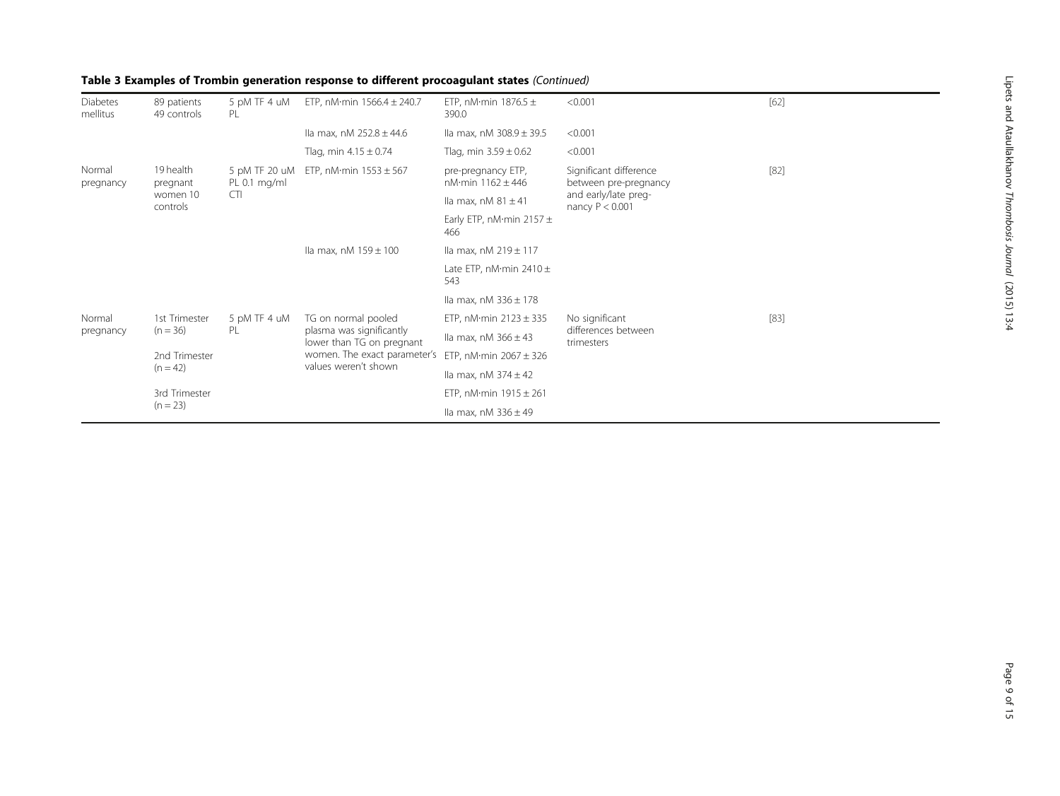**Table 3 Examples of Trombin generation response to different procoagulant states** *(Continued)*

| | | | | | | |
|---|---|---|---|---|---|---|
| Diabetes mellitus | 89 patients 49 controls | 5 pM TF 4 uM PL | ETP, nM·min 1566.4 ± 240.7 | ETP, nM·min 1876.5 ± 390.0 | <0.001 | [62] |
| | | | IIa max, nM 252.8 ± 44.6 | IIa max, nM 308.9 ± 39.5 | <0.001 | |
| | | | Tlag, min 4.15 ± 0.74 | Tlag, min 3.59 ± 0.62 | <0.001 | |
| Normal pregnancy | 19 health pregnant women 10 controls | 5 pM TF 20 uM PL 0.1 mg/ml CTI | ETP, nM·min 1553 ± 567 | pre-pregnancy ETP, nM·min 1162 ± 446 | Significant difference between pre-pregnancy and early/late pregnancy P < 0.001 | [82] |
| | | | | IIa max, nM 81 ± 41 | | |
| | | | | Early ETP, nM·min 2157 ± 466 | | |
| | | | IIa max, nM 159 ± 100 | IIa max, nM 219 ± 117 | | |
| | | | | Late ETP, nM·min 2410 ± 543 | | |
| | | | | IIa max, nM 336 ± 178 | | |
| Normal pregnancy | 1st Trimester (n = 36) | 5 pM TF 4 uM PL | TG on normal pooled plasma was significantly lower than TG on pregnant women. The exact parameter's values weren't shown | ETP, nM·min 2123 ± 335 | No significant differences between trimesters | [83] |
| | | | | IIa max, nM 366 ± 43 | | |
| | 2nd Trimester (n = 42) | | | ETP, nM·min 2067 ± 326 | | |
| | | | | IIa max, nM 374 ± 42 | | |
| | 3rd Trimester (n = 23) | | | ETP, nM·min 1915 ± 261 | | |
| | | | | IIa max, nM 336 ± 49 | | |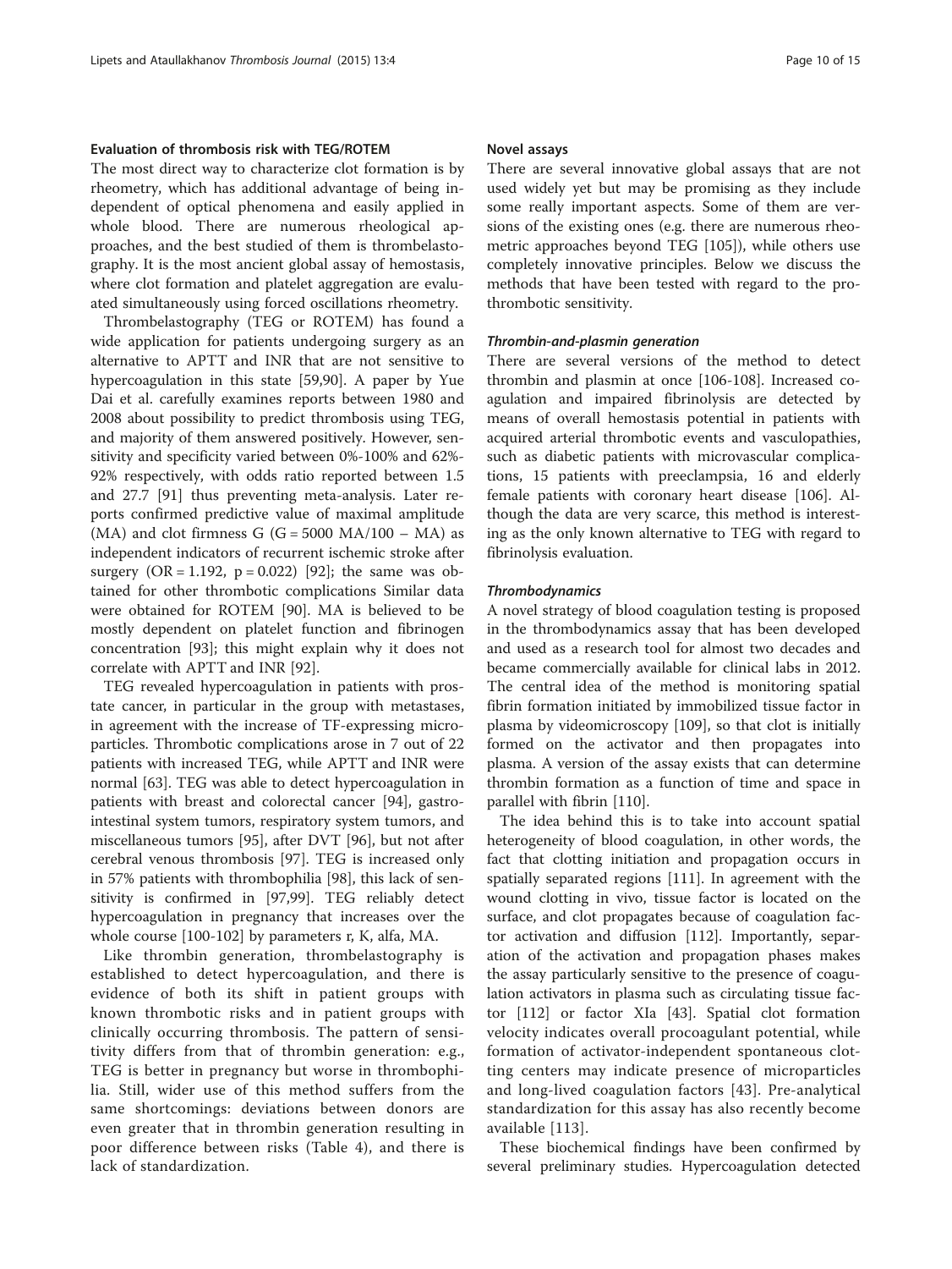### Evaluation of thrombosis risk with TEG/ROTEM

The most direct way to characterize clot formation is by rheometry, which has additional advantage of being independent of optical phenomena and easily applied in whole blood. There are numerous rheological approaches, and the best studied of them is thrombelastography. It is the most ancient global assay of hemostasis, where clot formation and platelet aggregation are evaluated simultaneously using forced oscillations rheometry.

Thrombelastography (TEG or ROTEM) has found a wide application for patients undergoing surgery as an alternative to APTT and INR that are not sensitive to hypercoagulation in this state [59,90]. A paper by Yue Dai et al. carefully examines reports between 1980 and 2008 about possibility to predict thrombosis using TEG, and majority of them answered positively. However, sensitivity and specificity varied between 0%-100% and 62%-92% respectively, with odds ratio reported between 1.5 and 27.7 [91] thus preventing meta-analysis. Later reports confirmed predictive value of maximal amplitude (MA) and clot firmness G ($G = 5000\ MA/100 - MA$) as independent indicators of recurrent ischemic stroke after surgery ($OR = 1.192$, $p = 0.022$) [92]; the same was obtained for other thrombotic complications Similar data were obtained for ROTEM [90]. MA is believed to be mostly dependent on platelet function and fibrinogen concentration [93]; this might explain why it does not correlate with APTT and INR [92].

TEG revealed hypercoagulation in patients with prostate cancer, in particular in the group with metastases, in agreement with the increase of TF-expressing microparticles. Thrombotic complications arose in 7 out of 22 patients with increased TEG, while APTT and INR were normal [63]. TEG was able to detect hypercoagulation in patients with breast and colorectal cancer [94], gastrointestinal system tumors, respiratory system tumors, and miscellaneous tumors [95], after DVT [96], but not after cerebral venous thrombosis [97]. TEG is increased only in 57% patients with thrombophilia [98], this lack of sensitivity is confirmed in [97,99]. TEG reliably detect hypercoagulation in pregnancy that increases over the whole course [100-102] by parameters r, K, alfa, MA.

Like thrombin generation, thrombelastography is established to detect hypercoagulation, and there is evidence of both its shift in patient groups with known thrombotic risks and in patient groups with clinically occurring thrombosis. The pattern of sensitivity differs from that of thrombin generation: e.g., TEG is better in pregnancy but worse in thrombophilia. Still, wider use of this method suffers from the same shortcomings: deviations between donors are even greater that in thrombin generation resulting in poor difference between risks (Table 4), and there is lack of standardization.

### Novel assays

There are several innovative global assays that are not used widely yet but may be promising as they include some really important aspects. Some of them are versions of the existing ones (e.g. there are numerous rheometric approaches beyond TEG [105]), while others use completely innovative principles. Below we discuss the methods that have been tested with regard to the prothrombotic sensitivity.

#### *Thrombin-and-plasmin generation*

There are several versions of the method to detect thrombin and plasmin at once [106-108]. Increased coagulation and impaired fibrinolysis are detected by means of overall hemostasis potential in patients with acquired arterial thrombotic events and vasculopathies, such as diabetic patients with microvascular complications, 15 patients with preeclampsia, 16 and elderly female patients with coronary heart disease [106]. Although the data are very scarce, this method is interesting as the only known alternative to TEG with regard to fibrinolysis evaluation.

#### *Thrombodynamics*

A novel strategy of blood coagulation testing is proposed in the thrombodynamics assay that has been developed and used as a research tool for almost two decades and became commercially available for clinical labs in 2012. The central idea of the method is monitoring spatial fibrin formation initiated by immobilized tissue factor in plasma by videomicroscopy [109], so that clot is initially formed on the activator and then propagates into plasma. A version of the assay exists that can determine thrombin formation as a function of time and space in parallel with fibrin [110].

The idea behind this is to take into account spatial heterogeneity of blood coagulation, in other words, the fact that clotting initiation and propagation occurs in spatially separated regions [111]. In agreement with the wound clotting in vivo, tissue factor is located on the surface, and clot propagates because of coagulation factor activation and diffusion [112]. Importantly, separation of the activation and propagation phases makes the assay particularly sensitive to the presence of coagulation activators in plasma such as circulating tissue factor [112] or factor XIa [43]. Spatial clot formation velocity indicates overall procoagulant potential, while formation of activator-independent spontaneous clotting centers may indicate presence of microparticles and long-lived coagulation factors [43]. Pre-analytical standardization for this assay has also recently become available [113].

These biochemical findings have been confirmed by several preliminary studies. Hypercoagulation detected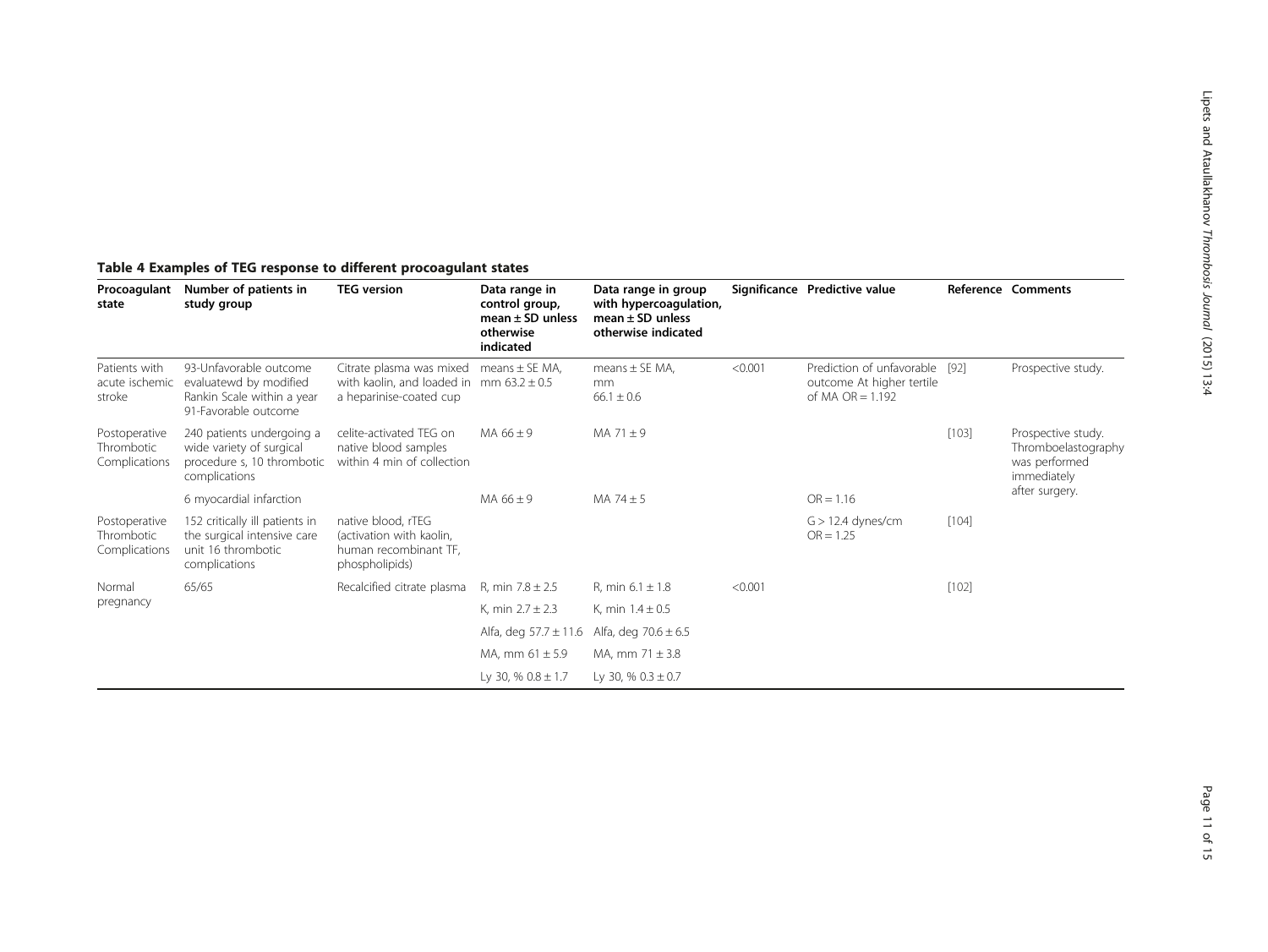**Table 4 Examples of TEG response to different procoagulant states**

| Procoagulant state | Number of patients in study group | TEG version | Data range in control group, mean ± SD unless otherwise indicated | Data range in group with hypercoagulation, mean ± SD unless otherwise indicated | Significance | Predictive value | Reference | Comments |
|---|---|---|---|---|---|---|---|---|
| Patients with acute ischemic stroke | 93-Unfavorable outcome evaluatewd by modified Rankin Scale within a year 91-Favorable outcome | Citrate plasma was mixed with kaolin, and loaded in a heparinise-coated cup | means ± SE MA, mm 63.2 ± 0.5 | means ± SE MA, mm 66.1 ± 0.6 | <0.001 | Prediction of unfavorable outcome At higher tertile of MA OR = 1.192 | [92] | Prospective study. |
| Postoperative Thrombotic Complications | 240 patients undergoing a wide variety of surgical procedure s, 10 thrombotic complications | celite-activated TEG on native blood samples within 4 min of collection | MA 66 ± 9 | MA 71 ± 9 | | | [103] | Prospective study. Thromboelastography was performed immediately after surgery. |
| | 6 myocardial infarction | | MA 66 ± 9 | MA 74 ± 5 | | OR = 1.16 | | |
| Postoperative Thrombotic Complications | 152 critically ill patients in the surgical intensive care unit 16 thrombotic complications | native blood, rTEG (activation with kaolin, human recombinant TF, phospholipids) | | | | G > 12.4 dynes/cm OR = 1.25 | [104] | |
| Normal pregnancy | 65/65 | Recalcified citrate plasma | R, min 7.8 ± 2.5 | R, min 6.1 ± 1.8 | <0.001 | | [102] | |
| | | | K, min 2.7 ± 2.3 | K, min 1.4 ± 0.5 | | | | |
| | | | Alfa, deg 57.7 ± 11.6 | Alfa, deg 70.6 ± 6.5 | | | | |
| | | | MA, mm 61 ± 5.9 | MA, mm 71 ± 3.8 | | | | |
| | | | Ly 30, % 0.8 ± 1.7 | Ly 30, % 0.3 ± 0.7 | | | | |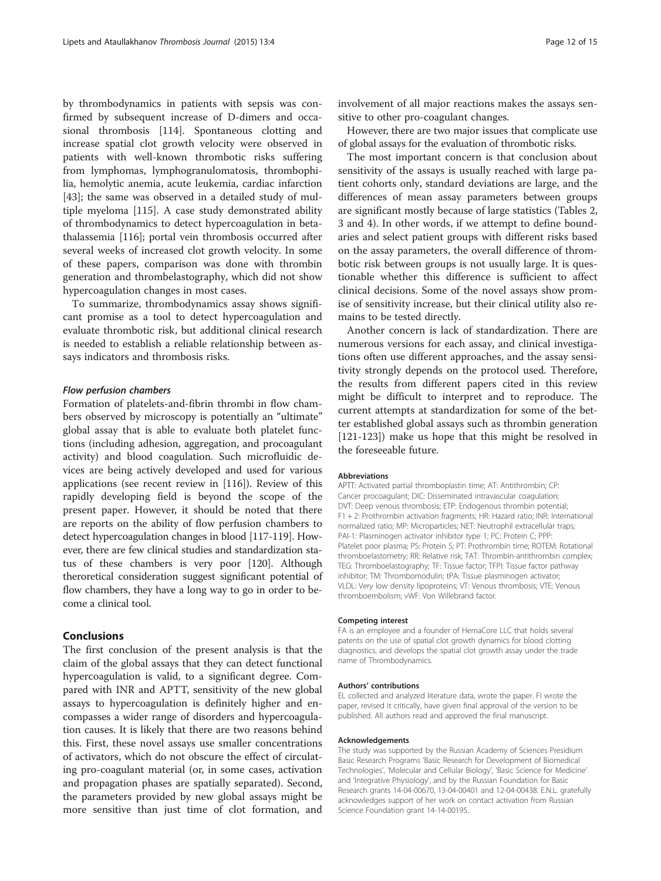by thrombodynamics in patients with sepsis was confirmed by subsequent increase of D-dimers and occasional thrombosis [114]. Spontaneous clotting and increase spatial clot growth velocity were observed in patients with well-known thrombotic risks suffering from lymphomas, lymphogranulomatosis, thrombophilia, hemolytic anemia, acute leukemia, cardiac infarction [43]; the same was observed in a detailed study of multiple myeloma [115]. A case study demonstrated ability of thrombodynamics to detect hypercoagulation in beta-thalassemia [116]; portal vein thrombosis occurred after several weeks of increased clot growth velocity. In some of these papers, comparison was done with thrombin generation and thrombelastography, which did not show hypercoagulation changes in most cases.

To summarize, thrombodynamics assay shows significant promise as a tool to detect hypercoagulation and evaluate thrombotic risk, but additional clinical research is needed to establish a reliable relationship between assays indicators and thrombosis risks.

#### *Flow perfusion chambers*

Formation of platelets-and-fibrin thrombi in flow chambers observed by microscopy is potentially an "ultimate" global assay that is able to evaluate both platelet functions (including adhesion, aggregation, and procoagulant activity) and blood coagulation. Such microfluidic devices are being actively developed and used for various applications (see recent review in [116]). Review of this rapidly developing field is beyond the scope of the present paper. However, it should be noted that there are reports on the ability of flow perfusion chambers to detect hypercoagulation changes in blood [117-119]. However, there are few clinical studies and standardization status of these chambers is very poor [120]. Although theroretical consideration suggest significant potential of flow chambers, they have a long way to go in order to become a clinical tool.

## Conclusions

The first conclusion of the present analysis is that the claim of the global assays that they can detect functional hypercoagulation is valid, to a significant degree. Compared with INR and APTT, sensitivity of the new global assays to hypercoagulation is definitely higher and encompasses a wider range of disorders and hypercoagulation causes. It is likely that there are two reasons behind this. First, these novel assays use smaller concentrations of activators, which do not obscure the effect of circulating pro-coagulant material (or, in some cases, activation and propagation phases are spatially separated). Second, the parameters provided by new global assays might be more sensitive than just time of clot formation, and involvement of all major reactions makes the assays sensitive to other pro-coagulant changes.

However, there are two major issues that complicate use of global assays for the evaluation of thrombotic risks.

The most important concern is that conclusion about sensitivity of the assays is usually reached with large patient cohorts only, standard deviations are large, and the differences of mean assay parameters between groups are significant mostly because of large statistics (Tables 2, 3 and 4). In other words, if we attempt to define boundaries and select patient groups with different risks based on the assay parameters, the overall difference of thrombotic risk between groups is not usually large. It is questionable whether this difference is sufficient to affect clinical decisions. Some of the novel assays show promise of sensitivity increase, but their clinical utility also remains to be tested directly.

Another concern is lack of standardization. There are numerous versions for each assay, and clinical investigations often use different approaches, and the assay sensitivity strongly depends on the protocol used. Therefore, the results from different papers cited in this review might be difficult to interpret and to reproduce. The current attempts at standardization for some of the better established global assays such as thrombin generation [121-123]) make us hope that this might be resolved in the foreseeable future.

#### Abbreviations

APTT: Activated partial thromboplastin time; AT: Antithrombin; CP: Cancer procoagulant; DIC: Disseminated intravascular coagulation; DVT: Deep venous thrombosis; ETP: Endogenous thrombin potential; F1 + 2: Prothrombin activation fragments; HR: Hazard ratio; INR: International normalized ratio; MP: Microparticles; NET: Neutrophil extracellular traps; PAI-1: Plasminogen activator inhibitor type 1; PC: Protein C; PPP: Platelet poor plasma; PS: Protein S; PT: Prothrombin time; ROTEM: Rotational thromboelastometry; RR: Relative risk; TAT: Thrombin-antithrombin complex; TEG: Thromboelastography; TF: Tissue factor; TFPI: Tissue factor pathway inhibitor; TM: Thrombomodulin; tPA: Tissue plasminogen activator; VLDL: Very low density lipoproteins; VT: Venous thrombosis; VTE: Venous thromboembolism; vWF: Von Willebrand factor.

#### Competing interest

FA is an employee and a founder of HemaCore LLC that holds several patents on the use of spatial clot growth dynamics for blood clotting diagnostics, and develops the spatial clot growth assay under the trade name of Thrombodynamics.

#### Authors' contributions

EL collected and analyzed literature data, wrote the paper. FI wrote the paper, revised it critically, have given final approval of the version to be published. All authors read and approved the final manuscript.

#### Acknowledgements

The study was supported by the Russian Academy of Sciences Presidium Basic Research Programs 'Basic Research for Development of Biomedical Technologies', 'Molecular and Cellular Biology', 'Basic Science for Medicine' and 'Integrative Physiology', and by the Russian Foundation for Basic Research grants 14-04-00670, 13-04-00401 and 12-04-00438. E.N.L. gratefully acknowledges support of her work on contact activation from Russian Science Foundation grant 14-14-00195.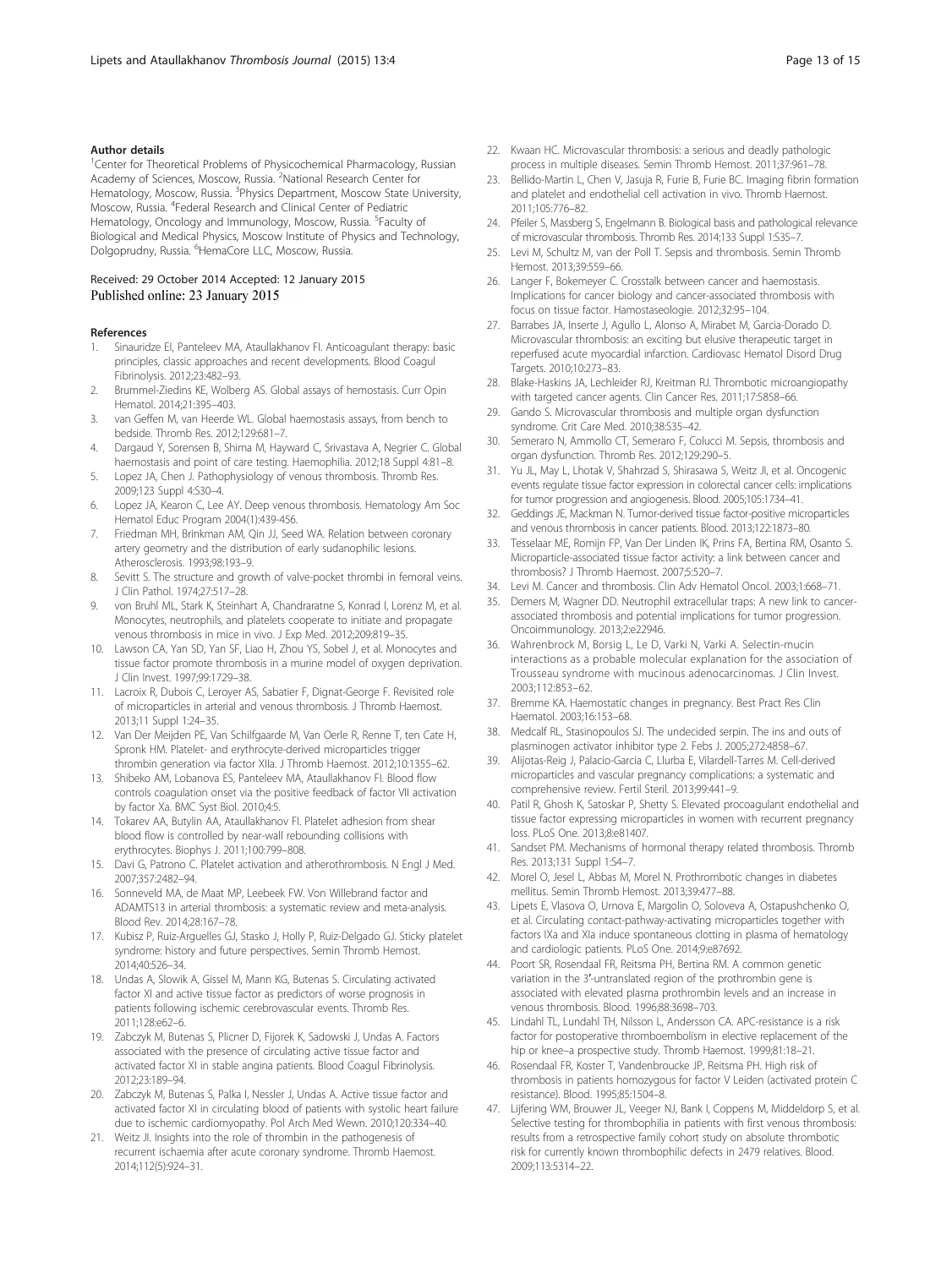#### Author details

[1]Center for Theoretical Problems of Physicochemical Pharmacology, Russian Academy of Sciences, Moscow, Russia. [2]National Research Center for Hematology, Moscow, Russia. [3]Physics Department, Moscow State University, Moscow, Russia. [4]Federal Research and Clinical Center of Pediatric Hematology, Oncology and Immunology, Moscow, Russia. [5]Faculty of Biological and Medical Physics, Moscow Institute of Physics and Technology, Dolgoprudny, Russia. [6]HemaCore LLC, Moscow, Russia.

Received: 29 October 2014 Accepted: 12 January 2015
Published online: 23 January 2015

#### References

1. Sinauridze EI, Panteleev MA, Ataullakhanov FI. Anticoagulant therapy: basic principles, classic approaches and recent developments. Blood Coagul Fibrinolysis. 2012;23:482–93.
2. Brummel-Ziedins KE, Wolberg AS. Global assays of hemostasis. Curr Opin Hematol. 2014;21:395–403.
3. van Geffen M, van Heerde WL. Global haemostasis assays, from bench to bedside. Thromb Res. 2012;129:681–7.
4. Dargaud Y, Sorensen B, Shima M, Hayward C, Srivastava A, Negrier C. Global haemostasis and point of care testing. Haemophilia. 2012;18 Suppl 4:81–8.
5. Lopez JA, Chen J. Pathophysiology of venous thrombosis. Thromb Res. 2009;123 Suppl 4:S30–4.
6. Lopez JA, Kearon C, Lee AY. Deep venous thrombosis. Hematology Am Soc Hematol Educ Program 2004(1):439-456.
7. Friedman MH, Brinkman AM, Qin JJ, Seed WA. Relation between coronary artery geometry and the distribution of early sudanophilic lesions. Atherosclerosis. 1993;98:193–9.
8. Sevitt S. The structure and growth of valve-pocket thrombi in femoral veins. J Clin Pathol. 1974;27:517–28.
9. von Bruhl ML, Stark K, Steinhart A, Chandraratne S, Konrad I, Lorenz M, et al. Monocytes, neutrophils, and platelets cooperate to initiate and propagate venous thrombosis in mice in vivo. J Exp Med. 2012;209:819–35.
10. Lawson CA, Yan SD, Yan SF, Liao H, Zhou YS, Sobel J, et al. Monocytes and tissue factor promote thrombosis in a murine model of oxygen deprivation. J Clin Invest. 1997;99:1729–38.
11. Lacroix R, Dubois C, Leroyer AS, Sabatier F, Dignat-George F. Revisited role of microparticles in arterial and venous thrombosis. J Thromb Haemost. 2013;11 Suppl 1:24–35.
12. Van Der Meijden PE, Van Schilfgaarde M, Van Oerle R, Renne T, ten Cate H, Spronk HM. Platelet- and erythrocyte-derived microparticles trigger thrombin generation via factor XIIa. J Thromb Haemost. 2012;10:1355–62.
13. Shibeko AM, Lobanova ES, Panteleev MA, Ataullakhanov FI. Blood flow controls coagulation onset via the positive feedback of factor VII activation by factor Xa. BMC Syst Biol. 2010;4:5.
14. Tokarev AA, Butylin AA, Ataullakhanov FI. Platelet adhesion from shear blood flow is controlled by near-wall rebounding collisions with erythrocytes. Biophys J. 2011;100:799–808.
15. Davi G, Patrono C. Platelet activation and atherothrombosis. N Engl J Med. 2007;357:2482–94.
16. Sonneveld MA, de Maat MP, Leebeek FW. Von Willebrand factor and ADAMTS13 in arterial thrombosis: a systematic review and meta-analysis. Blood Rev. 2014;28:167–78.
17. Kubisz P, Ruiz-Arguelles GJ, Stasko J, Holly P, Ruiz-Delgado GJ. Sticky platelet syndrome: history and future perspectives. Semin Thromb Hemost. 2014;40:526–34.
18. Undas A, Slowik A, Gissel M, Mann KG, Butenas S. Circulating activated factor XI and active tissue factor as predictors of worse prognosis in patients following ischemic cerebrovascular events. Thromb Res. 2011;128:e62–6.
19. Zabczyk M, Butenas S, Plicner D, Fijorek K, Sadowski J, Undas A. Factors associated with the presence of circulating active tissue factor and activated factor XI in stable angina patients. Blood Coagul Fibrinolysis. 2012;23:189–94.
20. Zabczyk M, Butenas S, Palka I, Nessler J, Undas A. Active tissue factor and activated factor XI in circulating blood of patients with systolic heart failure due to ischemic cardiomyopathy. Pol Arch Med Wewn. 2010;120:334–40.
21. Weitz JI. Insights into the role of thrombin in the pathogenesis of recurrent ischaemia after acute coronary syndrome. Thromb Haemost. 2014;112(5):924–31.
22. Kwaan HC. Microvascular thrombosis: a serious and deadly pathologic process in multiple diseases. Semin Thromb Hemost. 2011;37:961–78.
23. Bellido-Martin L, Chen V, Jasuja R, Furie B, Furie BC. Imaging fibrin formation and platelet and endothelial cell activation in vivo. Thromb Haemost. 2011;105:776–82.
24. Pfeiler S, Massberg S, Engelmann B. Biological basis and pathological relevance of microvascular thrombosis. Thromb Res. 2014;133 Suppl 1:S35–7.
25. Levi M, Schultz M, van der Poll T. Sepsis and thrombosis. Semin Thromb Hemost. 2013;39:559–66.
26. Langer F, Bokemeyer C. Crosstalk between cancer and haemostasis. Implications for cancer biology and cancer-associated thrombosis with focus on tissue factor. Hamostaseologie. 2012;32:95–104.
27. Barrabes JA, Inserte J, Agullo L, Alonso A, Mirabet M, Garcia-Dorado D. Microvascular thrombosis: an exciting but elusive therapeutic target in reperfused acute myocardial infarction. Cardiovasc Hematol Disord Drug Targets. 2010;10:273–83.
28. Blake-Haskins JA, Lechleider RJ, Kreitman RJ. Thrombotic microangiopathy with targeted cancer agents. Clin Cancer Res. 2011;17:5858–66.
29. Gando S. Microvascular thrombosis and multiple organ dysfunction syndrome. Crit Care Med. 2010;38:S35–42.
30. Semeraro N, Ammollo CT, Semeraro F, Colucci M. Sepsis, thrombosis and organ dysfunction. Thromb Res. 2012;129:290–5.
31. Yu JL, May L, Lhotak V, Shahrzad S, Shirasawa S, Weitz JI, et al. Oncogenic events regulate tissue factor expression in colorectal cancer cells: implications for tumor progression and angiogenesis. Blood. 2005;105:1734–41.
32. Geddings JE, Mackman N. Tumor-derived tissue factor-positive microparticles and venous thrombosis in cancer patients. Blood. 2013;122:1873–80.
33. Tesselaar ME, Romijn FP, Van Der Linden IK, Prins FA, Bertina RM, Osanto S. Microparticle-associated tissue factor activity: a link between cancer and thrombosis? J Thromb Haemost. 2007;5:520–7.
34. Levi M. Cancer and thrombosis. Clin Adv Hematol Oncol. 2003;1:668–71.
35. Demers M, Wagner DD. Neutrophil extracellular traps: A new link to cancer-associated thrombosis and potential implications for tumor progression. Oncoimmunology. 2013;2:e22946.
36. Wahrenbrock M, Borsig L, Le D, Varki N, Varki A. Selectin-mucin interactions as a probable molecular explanation for the association of Trousseau syndrome with mucinous adenocarcinomas. J Clin Invest. 2003;112:853–62.
37. Bremme KA. Haemostatic changes in pregnancy. Best Pract Res Clin Haematol. 2003;16:153–68.
38. Medcalf RL, Stasinopoulos SJ. The undecided serpin. The ins and outs of plasminogen activator inhibitor type 2. Febs J. 2005;272:4858–67.
39. Alijotas-Reig J, Palacio-Garcia C, Llurba E, Vilardell-Tarres M. Cell-derived microparticles and vascular pregnancy complications: a systematic and comprehensive review. Fertil Steril. 2013;99:441–9.
40. Patil R, Ghosh K, Satoskar P, Shetty S. Elevated procoagulant endothelial and tissue factor expressing microparticles in women with recurrent pregnancy loss. PLoS One. 2013;8:e81407.
41. Sandset PM. Mechanisms of hormonal therapy related thrombosis. Thromb Res. 2013;131 Suppl 1:S4–7.
42. Morel O, Jesel L, Abbas M, Morel N. Prothrombotic changes in diabetes mellitus. Semin Thromb Hemost. 2013;39:477–88.
43. Lipets E, Vlasova O, Urnova E, Margolin O, Soloveva A, Ostapushchenko O, et al. Circulating contact-pathway-activating microparticles together with factors IXa and XIa induce spontaneous clotting in plasma of hematology and cardiologic patients. PLoS One. 2014;9:e87692.
44. Poort SR, Rosendaal FR, Reitsma PH, Bertina RM. A common genetic variation in the 3′-untranslated region of the prothrombin gene is associated with elevated plasma prothrombin levels and an increase in venous thrombosis. Blood. 1996;88:3698–703.
45. Lindahl TL, Lundahl TH, Nilsson L, Andersson CA. APC-resistance is a risk factor for postoperative thromboembolism in elective replacement of the hip or knee–a prospective study. Thromb Haemost. 1999;81:18–21.
46. Rosendaal FR, Koster T, Vandenbroucke JP, Reitsma PH. High risk of thrombosis in patients homozygous for factor V Leiden (activated protein C resistance). Blood. 1995;85:1504–8.
47. Lijfering WM, Brouwer JL, Veeger NJ, Bank I, Coppens M, Middeldorp S, et al. Selective testing for thrombophilia in patients with first venous thrombosis: results from a retrospective family cohort study on absolute thrombotic risk for currently known thrombophilic defects in 2479 relatives. Blood. 2009;113:5314–22.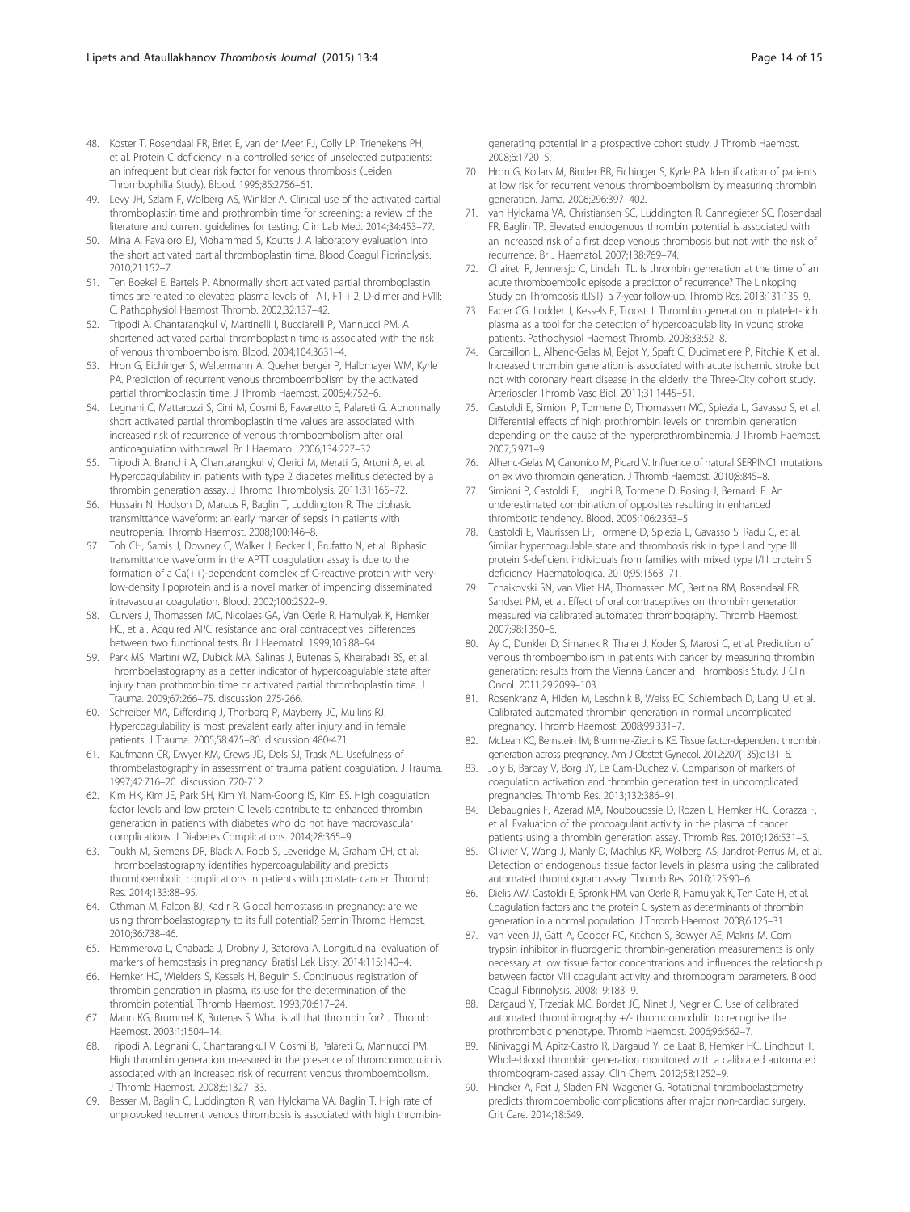48. Koster T, Rosendaal FR, Briet E, van der Meer FJ, Colly LP, Trienekens PH, et al. Protein C deficiency in a controlled series of unselected outpatients: an infrequent but clear risk factor for venous thrombosis (Leiden Thrombophilia Study). Blood. 1995;85:2756–61.
49. Levy JH, Szlam F, Wolberg AS, Winkler A. Clinical use of the activated partial thromboplastin time and prothrombin time for screening: a review of the literature and current guidelines for testing. Clin Lab Med. 2014;34:453–77.
50. Mina A, Favaloro EJ, Mohammed S, Koutts J. A laboratory evaluation into the short activated partial thromboplastin time. Blood Coagul Fibrinolysis. 2010;21:152–7.
51. Ten Boekel E, Bartels P. Abnormally short activated partial thromboplastin times are related to elevated plasma levels of TAT, F1 + 2, D-dimer and FVIII: C. Pathophysiol Haemost Thromb. 2002;32:137–42.
52. Tripodi A, Chantarangkul V, Martinelli I, Bucciarelli P, Mannucci PM. A shortened activated partial thromboplastin time is associated with the risk of venous thromboembolism. Blood. 2004;104:3631–4.
53. Hron G, Eichinger S, Weltermann A, Quehenberger P, Halbmayer WM, Kyrle PA. Prediction of recurrent venous thromboembolism by the activated partial thromboplastin time. J Thromb Haemost. 2006;4:752–6.
54. Legnani C, Mattarozzi S, Cini M, Cosmi B, Favaretto E, Palareti G. Abnormally short activated partial thromboplastin time values are associated with increased risk of recurrence of venous thromboembolism after oral anticoagulation withdrawal. Br J Haematol. 2006;134:227–32.
55. Tripodi A, Branchi A, Chantarangkul V, Clerici M, Merati G, Artoni A, et al. Hypercoagulability in patients with type 2 diabetes mellitus detected by a thrombin generation assay. J Thromb Thrombolysis. 2011;31:165–72.
56. Hussain N, Hodson D, Marcus R, Baglin T, Luddington R. The biphasic transmittance waveform: an early marker of sepsis in patients with neutropenia. Thromb Haemost. 2008;100:146–8.
57. Toh CH, Samis J, Downey C, Walker J, Becker L, Brufatto N, et al. Biphasic transmittance waveform in the APTT coagulation assay is due to the formation of a Ca(++)-dependent complex of C-reactive protein with very-low-density lipoprotein and is a novel marker of impending disseminated intravascular coagulation. Blood. 2002;100:2522–9.
58. Curvers J, Thomassen MC, Nicolaes GA, Van Oerle R, Hamulyak K, Hemker HC, et al. Acquired APC resistance and oral contraceptives: differences between two functional tests. Br J Haematol. 1999;105:88–94.
59. Park MS, Martini WZ, Dubick MA, Salinas J, Butenas S, Kheirabadi BS, et al. Thromboelastography as a better indicator of hypercoagulable state after injury than prothrombin time or activated partial thromboplastin time. J Trauma. 2009;67:266–75. discussion 275-266.
60. Schreiber MA, Differding J, Thorborg P, Mayberry JC, Mullins RJ. Hypercoagulability is most prevalent early after injury and in female patients. J Trauma. 2005;58:475–80. discussion 480-471.
61. Kaufmann CR, Dwyer KM, Crews JD, Dols SJ, Trask AL. Usefulness of thrombelastography in assessment of trauma patient coagulation. J Trauma. 1997;42:716–20. discussion 720-712.
62. Kim HK, Kim JE, Park SH, Kim YI, Nam-Goong IS, Kim ES. High coagulation factor levels and low protein C levels contribute to enhanced thrombin generation in patients with diabetes who do not have macrovascular complications. J Diabetes Complications. 2014;28:365–9.
63. Toukh M, Siemens DR, Black A, Robb S, Leveridge M, Graham CH, et al. Thromboelastography identifies hypercoagulablilty and predicts thromboembolic complications in patients with prostate cancer. Thromb Res. 2014;133:88–95.
64. Othman M, Falcon BJ, Kadir R. Global hemostasis in pregnancy: are we using thromboelastography to its full potential? Semin Thromb Hemost. 2010;36:738–46.
65. Hammerova L, Chabada J, Drobny J, Batorova A. Longitudinal evaluation of markers of hemostasis in pregnancy. Bratisl Lek Listy. 2014;115:140–4.
66. Hemker HC, Wielders S, Kessels H, Beguin S. Continuous registration of thrombin generation in plasma, its use for the determination of the thrombin potential. Thromb Haemost. 1993;70:617–24.
67. Mann KG, Brummel K, Butenas S. What is all that thrombin for? J Thromb Haemost. 2003;1:1504–14.
68. Tripodi A, Legnani C, Chantarangkul V, Cosmi B, Palareti G, Mannucci PM. High thrombin generation measured in the presence of thrombomodulin is associated with an increased risk of recurrent venous thromboembolism. J Thromb Haemost. 2008;6:1327–33.
69. Besser M, Baglin C, Luddington R, van Hylckama VA, Baglin T. High rate of unprovoked recurrent venous thrombosis is associated with high thrombin-generating potential in a prospective cohort study. J Thromb Haemost. 2008;6:1720–5.
70. Hron G, Kollars M, Binder BR, Eichinger S, Kyrle PA. Identification of patients at low risk for recurrent venous thromboembolism by measuring thrombin generation. Jama. 2006;296:397–402.
71. van Hylckama VA, Christiansen SC, Luddington R, Cannegieter SC, Rosendaal FR, Baglin TP. Elevated endogenous thrombin potential is associated with an increased risk of a first deep venous thrombosis but not with the risk of recurrence. Br J Haematol. 2007;138:769–74.
72. Chaireti R, Jennersjo C, Lindahl TL. Is thrombin generation at the time of an acute thromboembolic episode a predictor of recurrence? The LInkoping Study on Thrombosis (LIST)–a 7-year follow-up. Thromb Res. 2013;131:135–9.
73. Faber CG, Lodder J, Kessels F, Troost J. Thrombin generation in platelet-rich plasma as a tool for the detection of hypercoagulability in young stroke patients. Pathophysiol Haemost Thromb. 2003;33:52–8.
74. Carcaillon L, Alhenc-Gelas M, Bejot Y, Spaft C, Ducimetiere P, Ritchie K, et al. Increased thrombin generation is associated with acute ischemic stroke but not with coronary heart disease in the elderly: the Three-City cohort study. Arterioscler Thromb Vasc Biol. 2011;31:1445–51.
75. Castoldi E, Simioni P, Tormene D, Thomassen MC, Spiezia L, Gavasso S, et al. Differential effects of high prothrombin levels on thrombin generation depending on the cause of the hyperprothrombinemia. J Thromb Haemost. 2007;5:971–9.
76. Alhenc-Gelas M, Canonico M, Picard V. Influence of natural SERPINC1 mutations on ex vivo thrombin generation. J Thromb Haemost. 2010;8:845–8.
77. Simioni P, Castoldi E, Lunghi B, Tormene D, Rosing J, Bernardi F. An underestimated combination of opposites resulting in enhanced thrombotic tendency. Blood. 2005;106:2363–5.
78. Castoldi E, Maurissen LF, Tormene D, Spiezia L, Gavasso S, Radu C, et al. Similar hypercoagulable state and thrombosis risk in type I and type III protein S-deficient individuals from families with mixed type I/III protein S deficiency. Haematologica. 2010;95:1563–71.
79. Tchaikovski SN, van Vliet HA, Thomassen MC, Bertina RM, Rosendaal FR, Sandset PM, et al. Effect of oral contraceptives on thrombin generation measured via calibrated automated thrombography. Thromb Haemost. 2007;98:1350–6.
80. Ay C, Dunkler D, Simanek R, Thaler J, Koder S, Marosi C, et al. Prediction of venous thromboembolism in patients with cancer by measuring thrombin generation: results from the Vienna Cancer and Thrombosis Study. J Clin Oncol. 2011;29:2099–103.
81. Rosenkranz A, Hiden M, Leschnik B, Weiss EC, Schlembach D, Lang U, et al. Calibrated automated thrombin generation in normal uncomplicated pregnancy. Thromb Haemost. 2008;99:331–7.
82. McLean KC, Bernstein IM, Brummel-Ziedins KE. Tissue factor-dependent thrombin generation across pregnancy. Am J Obstet Gynecol. 2012;207(135):e131–6.
83. Joly B, Barbay V, Borg JY, Le Cam-Duchez V. Comparison of markers of coagulation activation and thrombin generation test in uncomplicated pregnancies. Thromb Res. 2013;132:386–91.
84. Debaugnies F, Azerad MA, Noubouossie D, Rozen L, Hemker HC, Corazza F, et al. Evaluation of the procoagulant activity in the plasma of cancer patients using a thrombin generation assay. Thromb Res. 2010;126:531–5.
85. Ollivier V, Wang J, Manly D, Machlus KR, Wolberg AS, Jandrot-Perrus M, et al. Detection of endogenous tissue factor levels in plasma using the calibrated automated thrombogram assay. Thromb Res. 2010;125:90–6.
86. Dielis AW, Castoldi E, Spronk HM, van Oerle R, Hamulyak K, Ten Cate H, et al. Coagulation factors and the protein C system as determinants of thrombin generation in a normal population. J Thromb Haemost. 2008;6:125–31.
87. van Veen JJ, Gatt A, Cooper PC, Kitchen S, Bowyer AE, Makris M. Corn trypsin inhibitor in fluorogenic thrombin-generation measurements is only necessary at low tissue factor concentrations and influences the relationship between factor VIII coagulant activity and thrombogram parameters. Blood Coagul Fibrinolysis. 2008;19:183–9.
88. Dargaud Y, Trzeciak MC, Bordet JC, Ninet J, Negrier C. Use of calibrated automated thrombinography +/- thrombomodulin to recognise the prothrombotic phenotype. Thromb Haemost. 2006;96:562–7.
89. Ninivaggi M, Apitz-Castro R, Dargaud Y, de Laat B, Hemker HC, Lindhout T. Whole-blood thrombin generation monitored with a calibrated automated thrombogram-based assay. Clin Chem. 2012;58:1252–9.
90. Hincker A, Feit J, Sladen RN, Wagener G. Rotational thromboelastometry predicts thromboembolic complications after major non-cardiac surgery. Crit Care. 2014;18:549.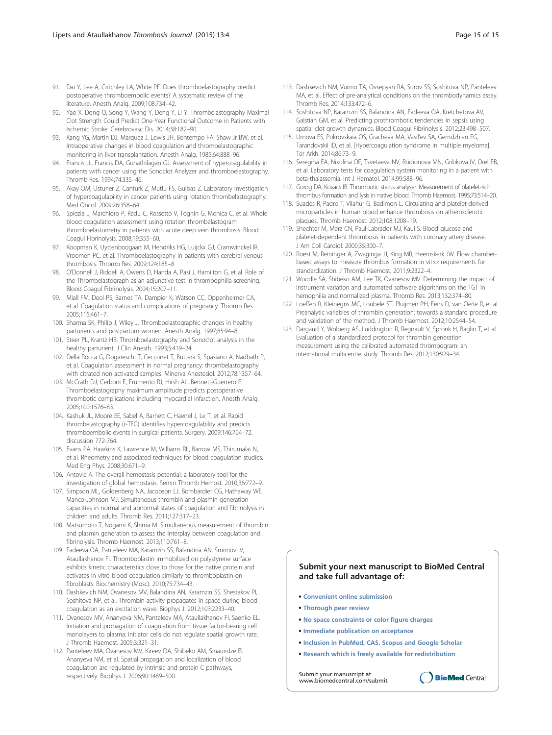91. Dai Y, Lee A, Critchley LA, White PF. Does thromboelastography predict postoperative thromboembolic events? A systematic review of the literature. Anesth Analg. 2009;108:734–42.
92. Yao X, Dong Q, Song Y, Wang Y, Deng Y, Li Y. Thrombelastography Maximal Clot Strength Could Predict One-Year Functional Outcome in Patients with Ischemic Stroke. Cerebrovasc Dis. 2014;38:182–90.
93. Kang YG, Martin DJ, Marquez J, Lewis JH, Bontempo FA, Shaw Jr BW, et al. Intraoperative changes in blood coagulation and thrombelastographic monitoring in liver transplantation. Anesth Analg. 1985;64:888–96.
94. Francis JL, Francis DA, Gunathilagan GJ. Assessment of hypercoagulability in patients with cancer using the Sonoclot Analyzer and thromboelastography. Thromb Res. 1994;74:335–46.
95. Akay OM, Ustuner Z, Canturk Z, Mutlu FS, Gulbas Z. Laboratory investigation of hypercoagulability in cancer patients using rotation thrombelastography. Med Oncol. 2009;26:358–64.
96. Spiezia L, Marchioro P, Radu C, Rossetto V, Tognin G, Monica C, et al. Whole blood coagulation assessment using rotation thrombelastogram thromboelastometry in patients with acute deep vein thrombosis. Blood Coagul Fibrinolysis. 2008;19:355–60.
97. Koopman K, Uyttenboogaart M, Hendriks HG, Luijckx GJ, Cramwinckel IR, Vroomen PC, et al. Thromboelastography in patients with cerebral venous thrombosis. Thromb Res. 2009;124:185–8.
98. O'Donnell J, Riddell A, Owens D, Handa A, Pasi J, Hamilton G, et al. Role of the Thrombelastograph as an adjunctive test in thrombophilia screening. Blood Coagul Fibrinolysis. 2004;15:207–11.
99. Miall FM, Deol PS, Barnes TA, Dampier K, Watson CC, Oppenheimer CA, et al. Coagulation status and complications of pregnancy. Thromb Res. 2005;115:461–7.
100. Sharma SK, Philip J, Wiley J. Thromboelastographic changes in healthy parturients and postpartum women. Anesth Analg. 1997;85:94–8.
101. Steer PL, Krantz HB. Thromboelastography and Sonoclot analysis in the healthy parturient. J Clin Anesth. 1993;5:419–24.
102. Della Rocca G, Dogareschi T, Cecconet T, Buttera S, Spasiano A, Nadbath P, et al. Coagulation assessment in normal pregnancy: thrombelastography with citrated non activated samples. Minerva Anestesiol. 2012;78:1357–64.
103. McCrath DJ, Cerboni E, Frumento RJ, Hirsh AL, Bennett-Guerrero E. Thromboelastography maximum amplitude predicts postoperative thrombotic complications including myocardial infarction. Anesth Analg. 2005;100:1576–83.
104. Kashuk JL, Moore EE, Sabel A, Barnett C, Haenel J, Le T, et al. Rapid thrombelastography (r-TEG) identifies hypercoagulability and predicts thromboembolic events in surgical patients. Surgery. 2009;146:764–72. discussion 772-764.
105. Evans PA, Hawkins K, Lawrence M, Williams RL, Barrow MS, Thirumalai N, et al. Rheometry and associated techniques for blood coagulation studies. Med Eng Phys. 2008;30:671–9.
106. Antovic A. The overall hemostasis potential: a laboratory tool for the investigation of global hemostasis. Semin Thromb Hemost. 2010;36:772–9.
107. Simpson ML, Goldenberg NA, Jacobson LJ, Bombardier CG, Hathaway WE, Manco-Johnson MJ. Simultaneous thrombin and plasmin generation capacities in normal and abnormal states of coagulation and fibrinolysis in children and adults. Thromb Res. 2011;127:317–23.
108. Matsumoto T, Nogami K, Shima M. Simultaneous measurement of thrombin and plasmin generation to assess the interplay between coagulation and fibrinolysis. Thromb Haemost. 2013;110:761–8.
109. Fadeeva OA, Panteleev MA, Karamzin SS, Balandina AN, Smirnov IV, Ataullakhanov FI. Thromboplastin immobilized on polystyrene surface exhibits kinetic characteristics close to those for the native protein and activates in vitro blood coagulation similarly to thromboplastin on fibroblasts. Biochemistry (Mosc). 2010;75:734–43.
110. Dashkevich NM, Ovanesov MV, Balandina AN, Karamzin SS, Shestakov PI, Soshitova NP, et al. Thrombin activity propagates in space during blood coagulation as an excitation wave. Biophys J. 2012;103:2233–40.
111. Ovanesov MV, Ananyeva NM, Panteleev MA, Ataullakhanov FI, Saenko EL. Initiation and propagation of coagulation from tissue factor-bearing cell monolayers to plasma: initiator cells do not regulate spatial growth rate. J Thromb Haemost. 2005;3:321–31.
112. Panteleev MA, Ovanesov MV, Kireev DA, Shibeko AM, Sinauridze EI, Ananyeva NM, et al. Spatial propagation and localization of blood coagulation are regulated by intrinsic and protein C pathways, respectively. Biophys J. 2006;90:1489–500.
113. Dashkevich NM, Vuimo TA, Ovsepyan RA, Surov SS, Soshitova NP, Panteleev MA, et al. Effect of pre-analytical conditions on the thrombodynamics assay. Thromb Res. 2014;133:472–6.
114. Soshitova NP, Karamzin SS, Balandina AN, Fadeeva OA, Kretchetova AV, Galstian GM, et al. Predicting prothrombotic tendencies in sepsis using spatial clot growth dynamics. Blood Coagul Fibrinolysis. 2012;23:498–507.
115. Urnova ES, Pokrovskaia OS, Gracheva MA, Vasil'ev SA, Gemdzhian EG, Tarandovskii ID, et al. [Hypercoagulation syndrome in multiple myeloma]. Ter Arkh. 2014;86:73–9.
116. Seregina EA, Nikulina OF, Tsvetaeva NV, Rodionova MN, Gribkova IV, Orel EB, et al. Laboratory tests for coagulation system monitoring in a patient with beta-thalassemia. Int J Hematol. 2014;99:588–96.
117. Gorog DA, Kovacs IB. Thrombotic status analyser. Measurement of platelet-rich thrombus formation and lysis in native blood. Thromb Haemost. 1995;73:514–20.
118. Suades R, Padro T, Vilahur G, Badimon L. Circulating and platelet-derived microparticles in human blood enhance thrombosis on atherosclerotic plaques. Thromb Haemost. 2012;108:1208–19.
119. Shechter M, Merz CN, Paul-Labrador MJ, Kaul S. Blood glucose and platelet-dependent thrombosis in patients with coronary artery disease. J Am Coll Cardiol. 2000;35:300–7.
120. Roest M, Reininger A, Zwaginga JJ, King MR, Heemskerk JW. Flow chamber-based assays to measure thrombus formation in vitro: requirements for standardization. J Thromb Haemost. 2011;9:2322–4.
121. Woodle SA, Shibeko AM, Lee TK, Ovanesov MV. Determining the impact of instrument variation and automated software algorithms on the TGT in hemophilia and normalized plasma. Thromb Res. 2013;132:374–80.
122. Loeffen R, Kleinegris MC, Loubele ST, Pluijmen PH, Fens D, van Oerle R, et al. Preanalytic variables of thrombin generation: towards a standard procedure and validation of the method. J Thromb Haemost. 2012;10:2544–54.
123. Dargaud Y, Wolberg AS, Luddington R, Regnault V, Spronk H, Baglin T, et al. Evaluation of a standardized protocol for thrombin generation measurement using the calibrated automated thrombogram: an international multicentre study. Thromb Res. 2012;130:929–34.

**Submit your next manuscript to BioMed Central and take full advantage of:**

- **Convenient online submission**
- **Thorough peer review**
- **No space constraints or color figure charges**
- **Immediate publication on acceptance**
- **Inclusion in PubMed, CAS, Scopus and Google Scholar**
- **Research which is freely available for redistribution**

Submit your manuscript at
www.biomedcentral.com/submit

BioMed Central